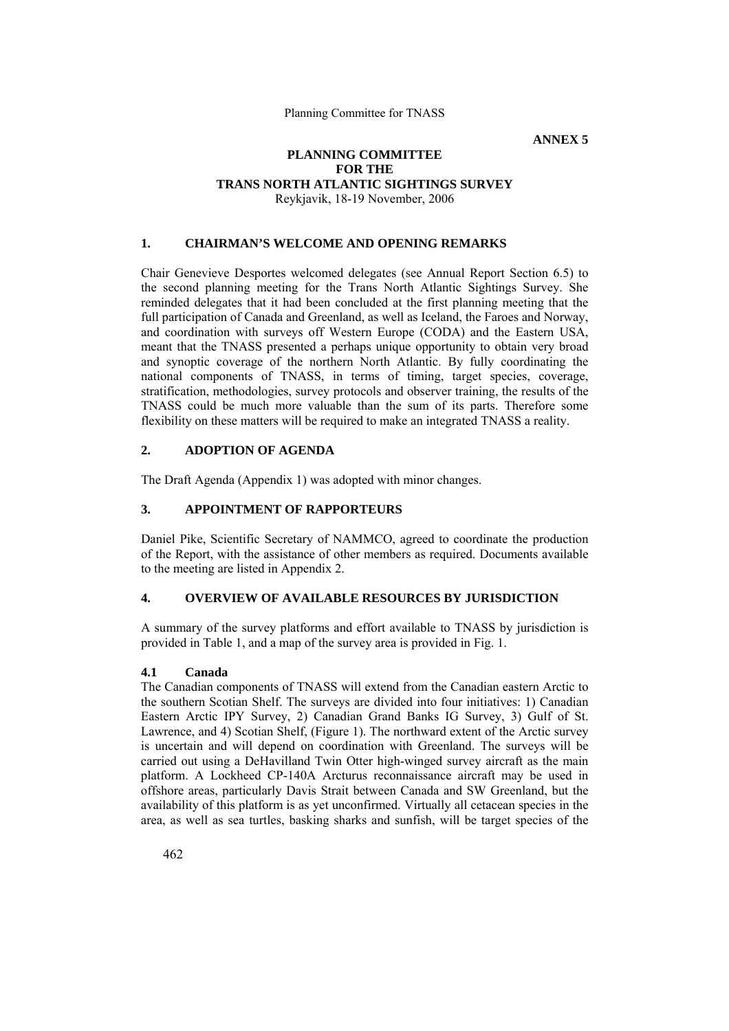**ANNEX 5**

# PLANNING COMMITTEE FOR THE TRANS NORTH ATLANTIC SIGHTINGS SURVEY

Reykjavik, 18-19 November, 2006

## 1. CHAIRMAN'S WELCOME AND OPENING REMARKS

Chair Genevieve Desportes welcomed delegates (see Annual Report Section 6.5) to the second planning meeting for the Trans North Atlantic Sightings Survey. She reminded delegates that it had been concluded at the first planning meeting that the full participation of Canada and Greenland, as well as Iceland, the Faroes and Norway, and coordination with surveys off Western Europe (CODA) and the Eastern USA, meant that the TNASS presented a perhaps unique opportunity to obtain very broad and synoptic coverage of the northern North Atlantic. By fully coordinating the national components of TNASS, in terms of timing, target species, coverage, stratification, methodologies, survey protocols and observer training, the results of the TNASS could be much more valuable than the sum of its parts. Therefore some flexibility on these matters will be required to make an integrated TNASS a reality.

## 2. ADOPTION OF AGENDA

The Draft Agenda (Appendix 1) was adopted with minor changes.

## 3. APPOINTMENT OF RAPPORTEURS

Daniel Pike, Scientific Secretary of NAMMCO, agreed to coordinate the production of the Report, with the assistance of other members as required. Documents available to the meeting are listed in Appendix 2.

## 4. OVERVIEW OF AVAILABLE RESOURCES BY JURISDICTION

A summary of the survey platforms and effort available to TNASS by jurisdiction is provided in Table 1, and a map of the survey area is provided in Fig. 1.

### 4.1 Canada

The Canadian components of TNASS will extend from the Canadian eastern Arctic to the southern Scotian Shelf. The surveys are divided into four initiatives: 1) Canadian Eastern Arctic IPY Survey, 2) Canadian Grand Banks IG Survey, 3) Gulf of St. Lawrence, and 4) Scotian Shelf, (Figure 1). The northward extent of the Arctic survey is uncertain and will depend on coordination with Greenland. The surveys will be carried out using a DeHavilland Twin Otter high-winged survey aircraft as the main platform. A Lockheed CP-140A Arcturus reconnaissance aircraft may be used in offshore areas, particularly Davis Strait between Canada and SW Greenland, but the availability of this platform is as yet unconfirmed. Virtually all cetacean species in the area, as well as sea turtles, basking sharks and sunfish, will be target species of the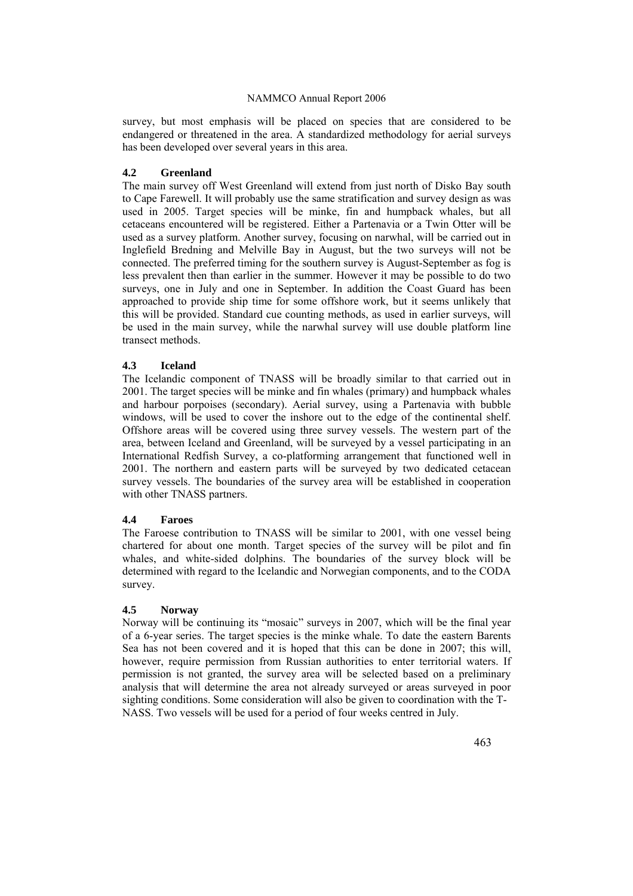survey, but most emphasis will be placed on species that are considered to be endangered or threatened in the area. A standardized methodology for aerial surveys has been developed over several years in this area.

### 4.2 Greenland

The main survey off West Greenland will extend from just north of Disko Bay south to Cape Farewell. It will probably use the same stratification and survey design as was used in 2005. Target species will be minke, fin and humpback whales, but all cetaceans encountered will be registered. Either a Partenavia or a Twin Otter will be used as a survey platform. Another survey, focusing on narwhal, will be carried out in Inglefield Bredning and Melville Bay in August, but the two surveys will not be connected. The preferred timing for the southern survey is August-September as fog is less prevalent then than earlier in the summer. However it may be possible to do two surveys, one in July and one in September. In addition the Coast Guard has been approached to provide ship time for some offshore work, but it seems unlikely that this will be provided. Standard cue counting methods, as used in earlier surveys, will be used in the main survey, while the narwhal survey will use double platform line transect methods.

### 4.3 Iceland

The Icelandic component of TNASS will be broadly similar to that carried out in 2001. The target species will be minke and fin whales (primary) and humpback whales and harbour porpoises (secondary). Aerial survey, using a Partenavia with bubble windows, will be used to cover the inshore out to the edge of the continental shelf. Offshore areas will be covered using three survey vessels. The western part of the area, between Iceland and Greenland, will be surveyed by a vessel participating in an International Redfish Survey, a co-platforming arrangement that functioned well in 2001. The northern and eastern parts will be surveyed by two dedicated cetacean survey vessels. The boundaries of the survey area will be established in cooperation with other TNASS partners.

### 4.4 Faroes

The Faroese contribution to TNASS will be similar to 2001, with one vessel being chartered for about one month. Target species of the survey will be pilot and fin whales, and white-sided dolphins. The boundaries of the survey block will be determined with regard to the Icelandic and Norwegian components, and to the CODA survey.

### 4.5 Norway

Norway will be continuing its "mosaic" surveys in 2007, which will be the final year of a 6-year series. The target species is the minke whale. To date the eastern Barents Sea has not been covered and it is hoped that this can be done in 2007; this will, however, require permission from Russian authorities to enter territorial waters. If permission is not granted, the survey area will be selected based on a preliminary analysis that will determine the area not already surveyed or areas surveyed in poor sighting conditions. Some consideration will also be given to coordination with the T-NASS. Two vessels will be used for a period of four weeks centred in July.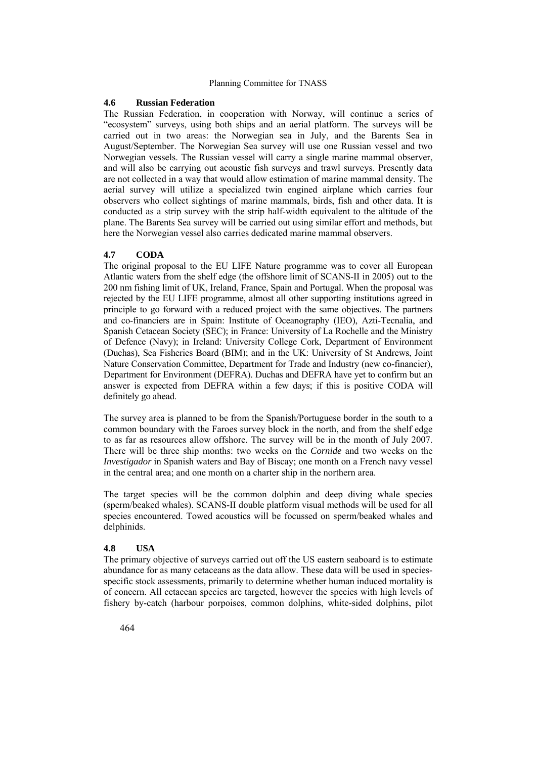### 4.6 Russian Federation

The Russian Federation, in cooperation with Norway, will continue a series of "ecosystem" surveys, using both ships and an aerial platform. The surveys will be carried out in two areas: the Norwegian sea in July, and the Barents Sea in August/September. The Norwegian Sea survey will use one Russian vessel and two Norwegian vessels. The Russian vessel will carry a single marine mammal observer, and will also be carrying out acoustic fish surveys and trawl surveys. Presently data are not collected in a way that would allow estimation of marine mammal density. The aerial survey will utilize a specialized twin engined airplane which carries four observers who collect sightings of marine mammals, birds, fish and other data. It is conducted as a strip survey with the strip half-width equivalent to the altitude of the plane. The Barents Sea survey will be carried out using similar effort and methods, but here the Norwegian vessel also carries dedicated marine mammal observers.

### 4.7 CODA

The original proposal to the EU LIFE Nature programme was to cover all European Atlantic waters from the shelf edge (the offshore limit of SCANS-II in 2005) out to the 200 nm fishing limit of UK, Ireland, France, Spain and Portugal. When the proposal was rejected by the EU LIFE programme, almost all other supporting institutions agreed in principle to go forward with a reduced project with the same objectives. The partners and co-financiers are in Spain: Institute of Oceanography (IEO), Azti-Tecnalia, and Spanish Cetacean Society (SEC); in France: University of La Rochelle and the Ministry of Defence (Navy); in Ireland: University College Cork, Department of Environment (Duchas), Sea Fisheries Board (BIM); and in the UK: University of St Andrews, Joint Nature Conservation Committee, Department for Trade and Industry (new co-financier), Department for Environment (DEFRA). Duchas and DEFRA have yet to confirm but an answer is expected from DEFRA within a few days; if this is positive CODA will definitely go ahead.

The survey area is planned to be from the Spanish/Portuguese border in the south to a common boundary with the Faroes survey block in the north, and from the shelf edge to as far as resources allow offshore. The survey will be in the month of July 2007. There will be three ship months: two weeks on the *Cornide* and two weeks on the *Investigador* in Spanish waters and Bay of Biscay; one month on a French navy vessel in the central area; and one month on a charter ship in the northern area.

The target species will be the common dolphin and deep diving whale species (sperm/beaked whales). SCANS-II double platform visual methods will be used for all species encountered. Towed acoustics will be focussed on sperm/beaked whales and delphinids.

### 4.8 USA

The primary objective of surveys carried out off the US eastern seaboard is to estimate abundance for as many cetaceans as the data allow. These data will be used in species-specific stock assessments, primarily to determine whether human induced mortality is of concern. All cetacean species are targeted, however the species with high levels of fishery by-catch (harbour porpoises, common dolphins, white-sided dolphins, pilot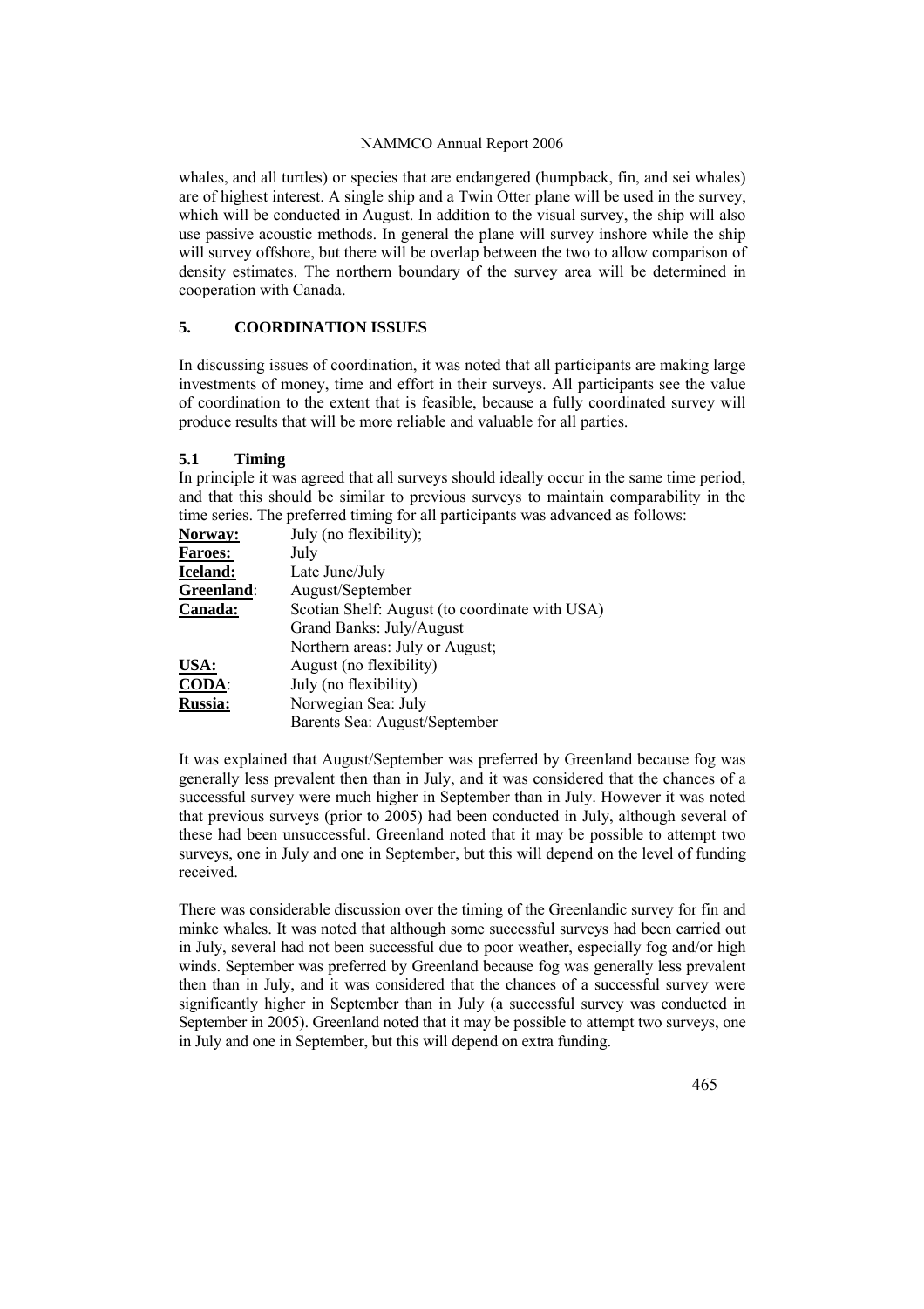whales, and all turtles) or species that are endangered (humpback, fin, and sei whales) are of highest interest. A single ship and a Twin Otter plane will be used in the survey, which will be conducted in August. In addition to the visual survey, the ship will also use passive acoustic methods. In general the plane will survey inshore while the ship will survey offshore, but there will be overlap between the two to allow comparison of density estimates. The northern boundary of the survey area will be determined in cooperation with Canada.

## 5. COORDINATION ISSUES

In discussing issues of coordination, it was noted that all participants are making large investments of money, time and effort in their surveys. All participants see the value of coordination to the extent that is feasible, because a fully coordinated survey will produce results that will be more reliable and valuable for all parties.

### 5.1 Timing

In principle it was agreed that all surveys should ideally occur in the same time period, and that this should be similar to previous surveys to maintain comparability in the time series. The preferred timing for all participants was advanced as follows:

| | |
|---|---|
| **Norway:** | July (no flexibility); |
| **Faroes:** | July |
| **Iceland:** | Late June/July |
| **Greenland**: | August/September |
| **Canada:** | Scotian Shelf: August (to coordinate with USA) |
| | Grand Banks: July/August |
| | Northern areas: July or August; |
| **USA:** | August (no flexibility) |
| **CODA**: | July (no flexibility) |
| **Russia:** | Norwegian Sea: July |
| | Barents Sea: August/September |

It was explained that August/September was preferred by Greenland because fog was generally less prevalent then than in July, and it was considered that the chances of a successful survey were much higher in September than in July. However it was noted that previous surveys (prior to 2005) had been conducted in July, although several of these had been unsuccessful. Greenland noted that it may be possible to attempt two surveys, one in July and one in September, but this will depend on the level of funding received.

There was considerable discussion over the timing of the Greenlandic survey for fin and minke whales. It was noted that although some successful surveys had been carried out in July, several had not been successful due to poor weather, especially fog and/or high winds. September was preferred by Greenland because fog was generally less prevalent then than in July, and it was considered that the chances of a successful survey were significantly higher in September than in July (a successful survey was conducted in September in 2005). Greenland noted that it may be possible to attempt two surveys, one in July and one in September, but this will depend on extra funding.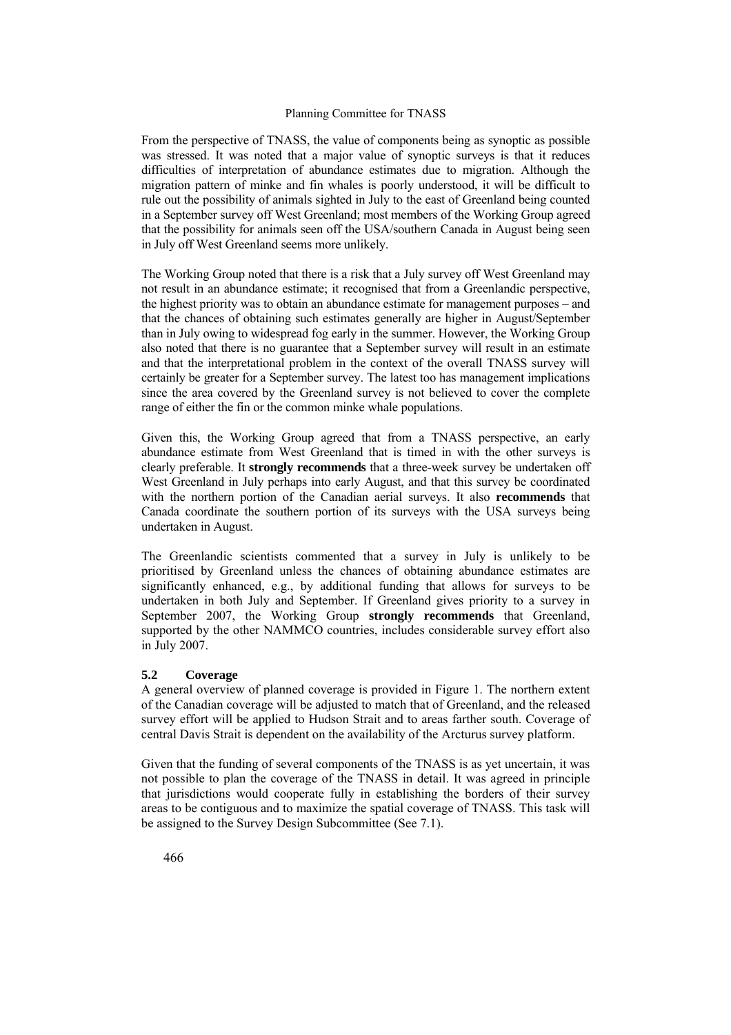From the perspective of TNASS, the value of components being as synoptic as possible was stressed. It was noted that a major value of synoptic surveys is that it reduces difficulties of interpretation of abundance estimates due to migration. Although the migration pattern of minke and fin whales is poorly understood, it will be difficult to rule out the possibility of animals sighted in July to the east of Greenland being counted in a September survey off West Greenland; most members of the Working Group agreed that the possibility for animals seen off the USA/southern Canada in August being seen in July off West Greenland seems more unlikely.

The Working Group noted that there is a risk that a July survey off West Greenland may not result in an abundance estimate; it recognised that from a Greenlandic perspective, the highest priority was to obtain an abundance estimate for management purposes – and that the chances of obtaining such estimates generally are higher in August/September than in July owing to widespread fog early in the summer. However, the Working Group also noted that there is no guarantee that a September survey will result in an estimate and that the interpretational problem in the context of the overall TNASS survey will certainly be greater for a September survey. The latest too has management implications since the area covered by the Greenland survey is not believed to cover the complete range of either the fin or the common minke whale populations.

Given this, the Working Group agreed that from a TNASS perspective, an early abundance estimate from West Greenland that is timed in with the other surveys is clearly preferable. It **strongly recommends** that a three-week survey be undertaken off West Greenland in July perhaps into early August, and that this survey be coordinated with the northern portion of the Canadian aerial surveys. It also **recommends** that Canada coordinate the southern portion of its surveys with the USA surveys being undertaken in August.

The Greenlandic scientists commented that a survey in July is unlikely to be prioritised by Greenland unless the chances of obtaining abundance estimates are significantly enhanced, e.g., by additional funding that allows for surveys to be undertaken in both July and September. If Greenland gives priority to a survey in September 2007, the Working Group **strongly recommends** that Greenland, supported by the other NAMMCO countries, includes considerable survey effort also in July 2007.

### 5.2 Coverage

A general overview of planned coverage is provided in Figure 1. The northern extent of the Canadian coverage will be adjusted to match that of Greenland, and the released survey effort will be applied to Hudson Strait and to areas farther south. Coverage of central Davis Strait is dependent on the availability of the Arcturus survey platform.

Given that the funding of several components of the TNASS is as yet uncertain, it was not possible to plan the coverage of the TNASS in detail. It was agreed in principle that jurisdictions would cooperate fully in establishing the borders of their survey areas to be contiguous and to maximize the spatial coverage of TNASS. This task will be assigned to the Survey Design Subcommittee (See 7.1).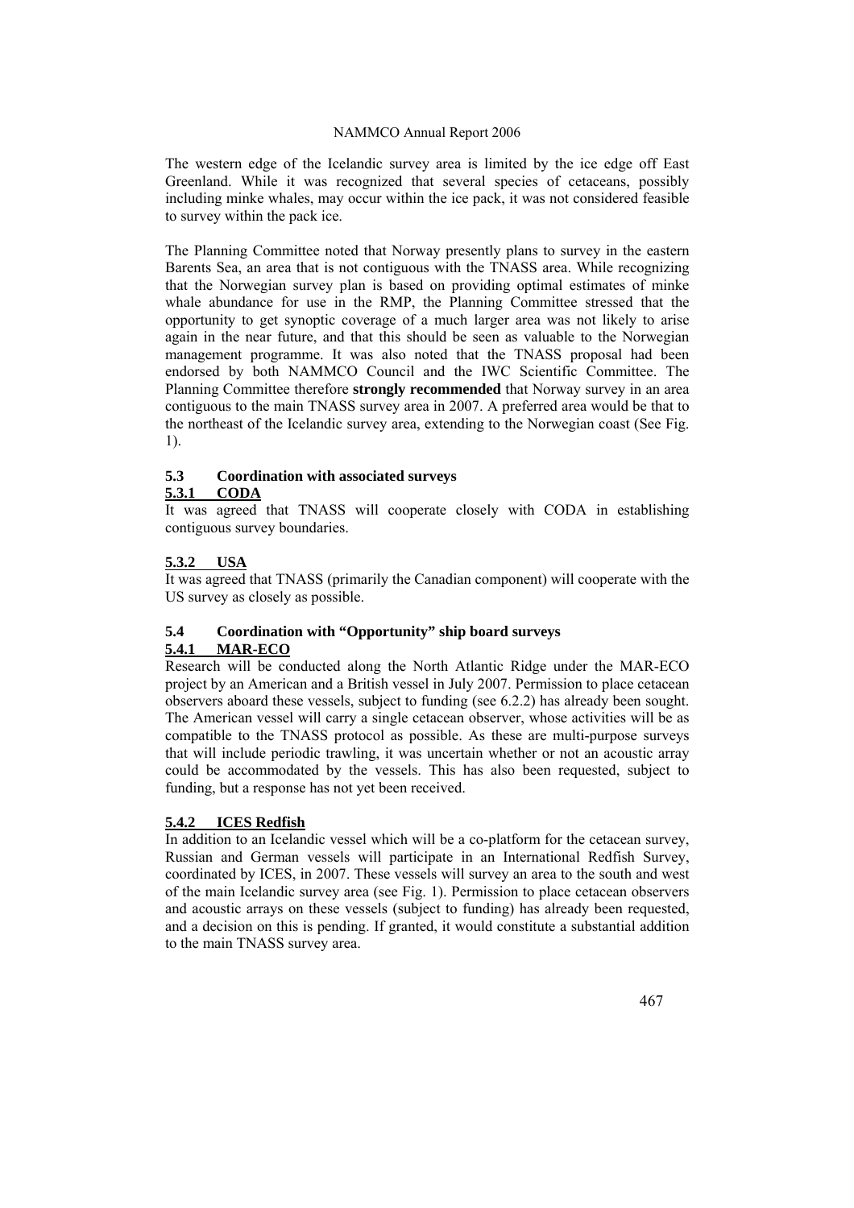The western edge of the Icelandic survey area is limited by the ice edge off East Greenland. While it was recognized that several species of cetaceans, possibly including minke whales, may occur within the ice pack, it was not considered feasible to survey within the pack ice.

The Planning Committee noted that Norway presently plans to survey in the eastern Barents Sea, an area that is not contiguous with the TNASS area. While recognizing that the Norwegian survey plan is based on providing optimal estimates of minke whale abundance for use in the RMP, the Planning Committee stressed that the opportunity to get synoptic coverage of a much larger area was not likely to arise again in the near future, and that this should be seen as valuable to the Norwegian management programme. It was also noted that the TNASS proposal had been endorsed by both NAMMCO Council and the IWC Scientific Committee. The Planning Committee therefore **strongly recommended** that Norway survey in an area contiguous to the main TNASS survey area in 2007. A preferred area would be that to the northeast of the Icelandic survey area, extending to the Norwegian coast (See Fig. 1).

### 5.3 Coordination with associated surveys

#### 5.3.1 CODA

It was agreed that TNASS will cooperate closely with CODA in establishing contiguous survey boundaries.

#### 5.3.2 USA

It was agreed that TNASS (primarily the Canadian component) will cooperate with the US survey as closely as possible.

### 5.4 Coordination with "Opportunity" ship board surveys

#### 5.4.1 MAR-ECO

Research will be conducted along the North Atlantic Ridge under the MAR-ECO project by an American and a British vessel in July 2007. Permission to place cetacean observers aboard these vessels, subject to funding (see 6.2.2) has already been sought. The American vessel will carry a single cetacean observer, whose activities will be as compatible to the TNASS protocol as possible. As these are multi-purpose surveys that will include periodic trawling, it was uncertain whether or not an acoustic array could be accommodated by the vessels. This has also been requested, subject to funding, but a response has not yet been received.

#### 5.4.2 ICES Redfish

In addition to an Icelandic vessel which will be a co-platform for the cetacean survey, Russian and German vessels will participate in an International Redfish Survey, coordinated by ICES, in 2007. These vessels will survey an area to the south and west of the main Icelandic survey area (see Fig. 1). Permission to place cetacean observers and acoustic arrays on these vessels (subject to funding) has already been requested, and a decision on this is pending. If granted, it would constitute a substantial addition to the main TNASS survey area.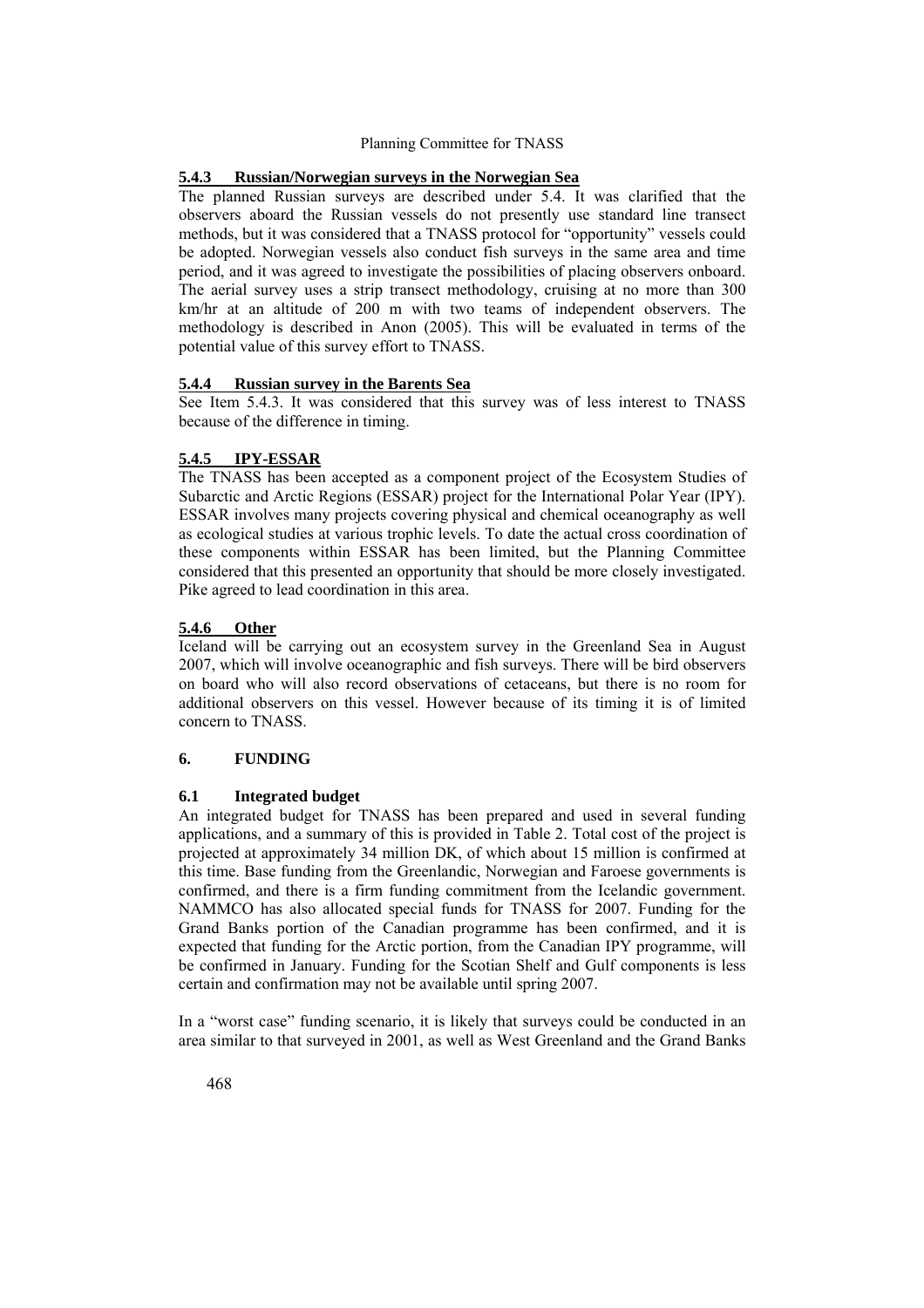### 5.4.3 Russian/Norwegian surveys in the Norwegian Sea

The planned Russian surveys are described under 5.4. It was clarified that the observers aboard the Russian vessels do not presently use standard line transect methods, but it was considered that a TNASS protocol for "opportunity" vessels could be adopted. Norwegian vessels also conduct fish surveys in the same area and time period, and it was agreed to investigate the possibilities of placing observers onboard. The aerial survey uses a strip transect methodology, cruising at no more than 300 km/hr at an altitude of 200 m with two teams of independent observers. The methodology is described in Anon (2005). This will be evaluated in terms of the potential value of this survey effort to TNASS.

### 5.4.4 Russian survey in the Barents Sea

See Item 5.4.3. It was considered that this survey was of less interest to TNASS because of the difference in timing.

### 5.4.5 IPY-ESSAR

The TNASS has been accepted as a component project of the Ecosystem Studies of Subarctic and Arctic Regions (ESSAR) project for the International Polar Year (IPY). ESSAR involves many projects covering physical and chemical oceanography as well as ecological studies at various trophic levels. To date the actual cross coordination of these components within ESSAR has been limited, but the Planning Committee considered that this presented an opportunity that should be more closely investigated. Pike agreed to lead coordination in this area.

### 5.4.6 Other

Iceland will be carrying out an ecosystem survey in the Greenland Sea in August 2007, which will involve oceanographic and fish surveys. There will be bird observers on board who will also record observations of cetaceans, but there is no room for additional observers on this vessel. However because of its timing it is of limited concern to TNASS.

## 6. FUNDING

### 6.1 Integrated budget

An integrated budget for TNASS has been prepared and used in several funding applications, and a summary of this is provided in Table 2. Total cost of the project is projected at approximately 34 million DK, of which about 15 million is confirmed at this time. Base funding from the Greenlandic, Norwegian and Faroese governments is confirmed, and there is a firm funding commitment from the Icelandic government. NAMMCO has also allocated special funds for TNASS for 2007. Funding for the Grand Banks portion of the Canadian programme has been confirmed, and it is expected that funding for the Arctic portion, from the Canadian IPY programme, will be confirmed in January. Funding for the Scotian Shelf and Gulf components is less certain and confirmation may not be available until spring 2007.

In a "worst case" funding scenario, it is likely that surveys could be conducted in an area similar to that surveyed in 2001, as well as West Greenland and the Grand Banks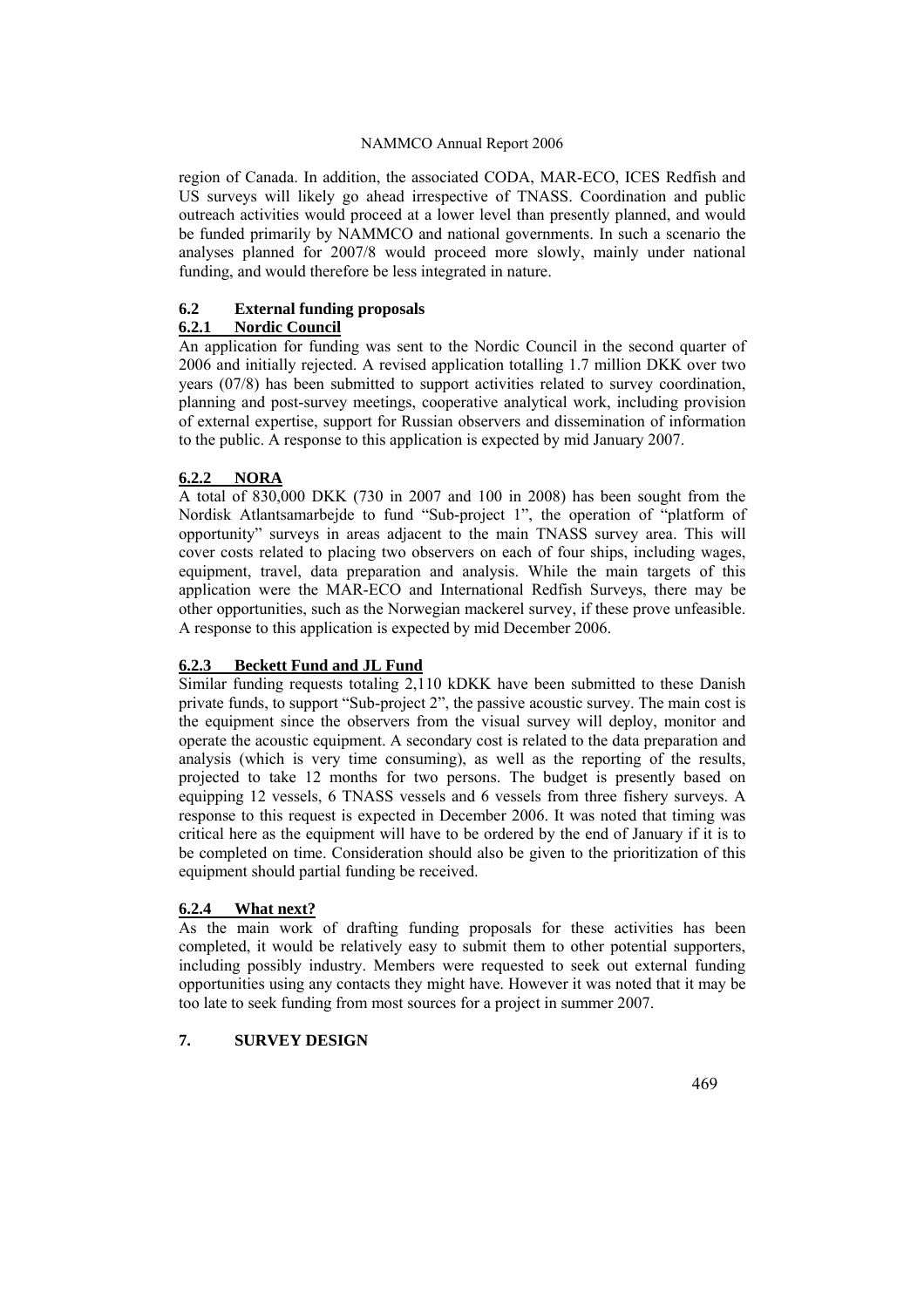region of Canada. In addition, the associated CODA, MAR-ECO, ICES Redfish and US surveys will likely go ahead irrespective of TNASS. Coordination and public outreach activities would proceed at a lower level than presently planned, and would be funded primarily by NAMMCO and national governments. In such a scenario the analyses planned for 2007/8 would proceed more slowly, mainly under national funding, and would therefore be less integrated in nature.

### 6.2 External funding proposals

#### 6.2.1 Nordic Council

An application for funding was sent to the Nordic Council in the second quarter of 2006 and initially rejected. A revised application totalling 1.7 million DKK over two years (07/8) has been submitted to support activities related to survey coordination, planning and post-survey meetings, cooperative analytical work, including provision of external expertise, support for Russian observers and dissemination of information to the public. A response to this application is expected by mid January 2007.

#### 6.2.2 NORA

A total of 830,000 DKK (730 in 2007 and 100 in 2008) has been sought from the Nordisk Atlantsamarbejde to fund "Sub-project 1", the operation of "platform of opportunity" surveys in areas adjacent to the main TNASS survey area. This will cover costs related to placing two observers on each of four ships, including wages, equipment, travel, data preparation and analysis. While the main targets of this application were the MAR-ECO and International Redfish Surveys, there may be other opportunities, such as the Norwegian mackerel survey, if these prove unfeasible. A response to this application is expected by mid December 2006.

#### 6.2.3 Beckett Fund and JL Fund

Similar funding requests totaling 2,110 kDKK have been submitted to these Danish private funds, to support "Sub-project 2", the passive acoustic survey. The main cost is the equipment since the observers from the visual survey will deploy, monitor and operate the acoustic equipment. A secondary cost is related to the data preparation and analysis (which is very time consuming), as well as the reporting of the results, projected to take 12 months for two persons. The budget is presently based on equipping 12 vessels, 6 TNASS vessels and 6 vessels from three fishery surveys. A response to this request is expected in December 2006. It was noted that timing was critical here as the equipment will have to be ordered by the end of January if it is to be completed on time. Consideration should also be given to the prioritization of this equipment should partial funding be received.

#### 6.2.4 What next?

As the main work of drafting funding proposals for these activities has been completed, it would be relatively easy to submit them to other potential supporters, including possibly industry. Members were requested to seek out external funding opportunities using any contacts they might have. However it was noted that it may be too late to seek funding from most sources for a project in summer 2007.

## 7. SURVEY DESIGN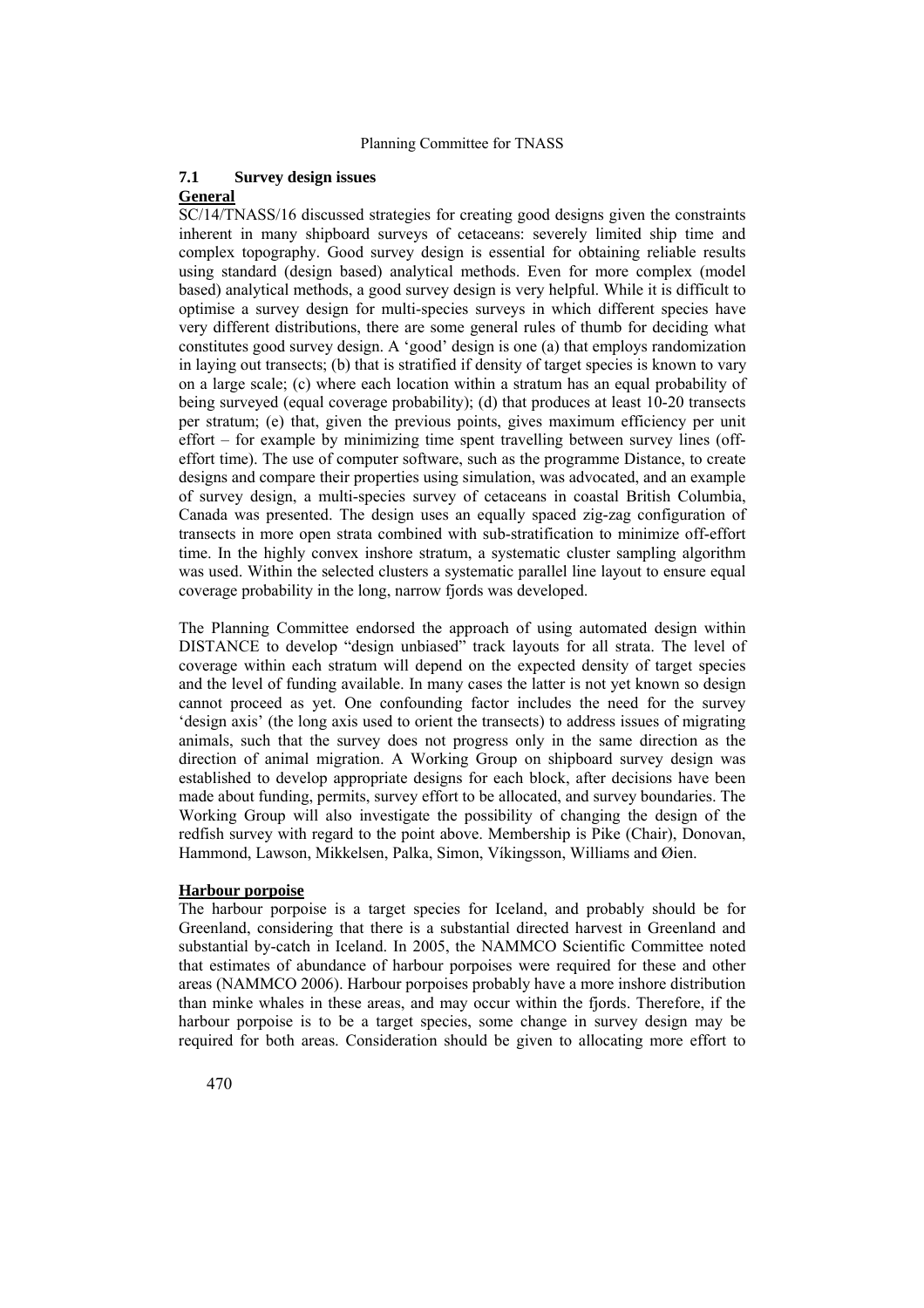### 7.1 Survey design issues

**General**

SC/14/TNASS/16 discussed strategies for creating good designs given the constraints inherent in many shipboard surveys of cetaceans: severely limited ship time and complex topography. Good survey design is essential for obtaining reliable results using standard (design based) analytical methods. Even for more complex (model based) analytical methods, a good survey design is very helpful. While it is difficult to optimise a survey design for multi-species surveys in which different species have very different distributions, there are some general rules of thumb for deciding what constitutes good survey design. A 'good' design is one (a) that employs randomization in laying out transects; (b) that is stratified if density of target species is known to vary on a large scale; (c) where each location within a stratum has an equal probability of being surveyed (equal coverage probability); (d) that produces at least 10-20 transects per stratum; (e) that, given the previous points, gives maximum efficiency per unit effort – for example by minimizing time spent travelling between survey lines (off-effort time). The use of computer software, such as the programme Distance, to create designs and compare their properties using simulation, was advocated, and an example of survey design, a multi-species survey of cetaceans in coastal British Columbia, Canada was presented. The design uses an equally spaced zig-zag configuration of transects in more open strata combined with sub-stratification to minimize off-effort time. In the highly convex inshore stratum, a systematic cluster sampling algorithm was used. Within the selected clusters a systematic parallel line layout to ensure equal coverage probability in the long, narrow fjords was developed.

The Planning Committee endorsed the approach of using automated design within DISTANCE to develop "design unbiased" track layouts for all strata. The level of coverage within each stratum will depend on the expected density of target species and the level of funding available. In many cases the latter is not yet known so design cannot proceed as yet. One confounding factor includes the need for the survey 'design axis' (the long axis used to orient the transects) to address issues of migrating animals, such that the survey does not progress only in the same direction as the direction of animal migration. A Working Group on shipboard survey design was established to develop appropriate designs for each block, after decisions have been made about funding, permits, survey effort to be allocated, and survey boundaries. The Working Group will also investigate the possibility of changing the design of the redfish survey with regard to the point above. Membership is Pike (Chair), Donovan, Hammond, Lawson, Mikkelsen, Palka, Simon, Víkingsson, Williams and Øien.

**Harbour porpoise**

The harbour porpoise is a target species for Iceland, and probably should be for Greenland, considering that there is a substantial directed harvest in Greenland and substantial by-catch in Iceland. In 2005, the NAMMCO Scientific Committee noted that estimates of abundance of harbour porpoises were required for these and other areas (NAMMCO 2006). Harbour porpoises probably have a more inshore distribution than minke whales in these areas, and may occur within the fjords. Therefore, if the harbour porpoise is to be a target species, some change in survey design may be required for both areas. Consideration should be given to allocating more effort to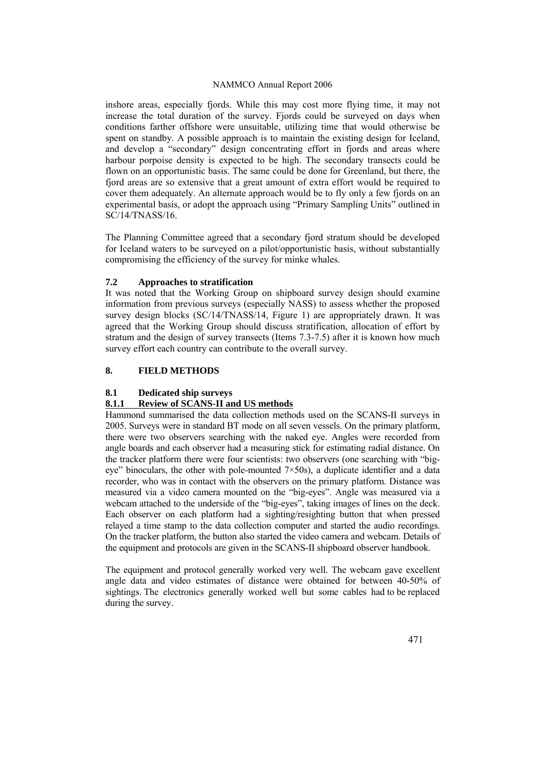inshore areas, especially fjords. While this may cost more flying time, it may not increase the total duration of the survey. Fjords could be surveyed on days when conditions farther offshore were unsuitable, utilizing time that would otherwise be spent on standby. A possible approach is to maintain the existing design for Iceland, and develop a "secondary" design concentrating effort in fjords and areas where harbour porpoise density is expected to be high. The secondary transects could be flown on an opportunistic basis. The same could be done for Greenland, but there, the fjord areas are so extensive that a great amount of extra effort would be required to cover them adequately. An alternate approach would be to fly only a few fjords on an experimental basis, or adopt the approach using "Primary Sampling Units" outlined in SC/14/TNASS/16.

The Planning Committee agreed that a secondary fjord stratum should be developed for Iceland waters to be surveyed on a pilot/opportunistic basis, without substantially compromising the efficiency of the survey for minke whales.

### 7.2 Approaches to stratification

It was noted that the Working Group on shipboard survey design should examine information from previous surveys (especially NASS) to assess whether the proposed survey design blocks (SC/14/TNASS/14, Figure 1) are appropriately drawn. It was agreed that the Working Group should discuss stratification, allocation of effort by stratum and the design of survey transects (Items 7.3-7.5) after it is known how much survey effort each country can contribute to the overall survey.

## 8. FIELD METHODS

### 8.1 Dedicated ship surveys

#### 8.1.1 Review of SCANS-II and US methods

Hammond summarised the data collection methods used on the SCANS-II surveys in 2005. Surveys were in standard BT mode on all seven vessels. On the primary platform, there were two observers searching with the naked eye. Angles were recorded from angle boards and each observer had a measuring stick for estimating radial distance. On the tracker platform there were four scientists: two observers (one searching with "big-eye" binoculars, the other with pole-mounted 7×50s), a duplicate identifier and a data recorder, who was in contact with the observers on the primary platform. Distance was measured via a video camera mounted on the "big-eyes". Angle was measured via a webcam attached to the underside of the "big-eyes", taking images of lines on the deck. Each observer on each platform had a sighting/resighting button that when pressed relayed a time stamp to the data collection computer and started the audio recordings. On the tracker platform, the button also started the video camera and webcam. Details of the equipment and protocols are given in the SCANS-II shipboard observer handbook.

The equipment and protocol generally worked very well. The webcam gave excellent angle data and video estimates of distance were obtained for between 40-50% of sightings. The electronics generally worked well but some cables had to be replaced during the survey.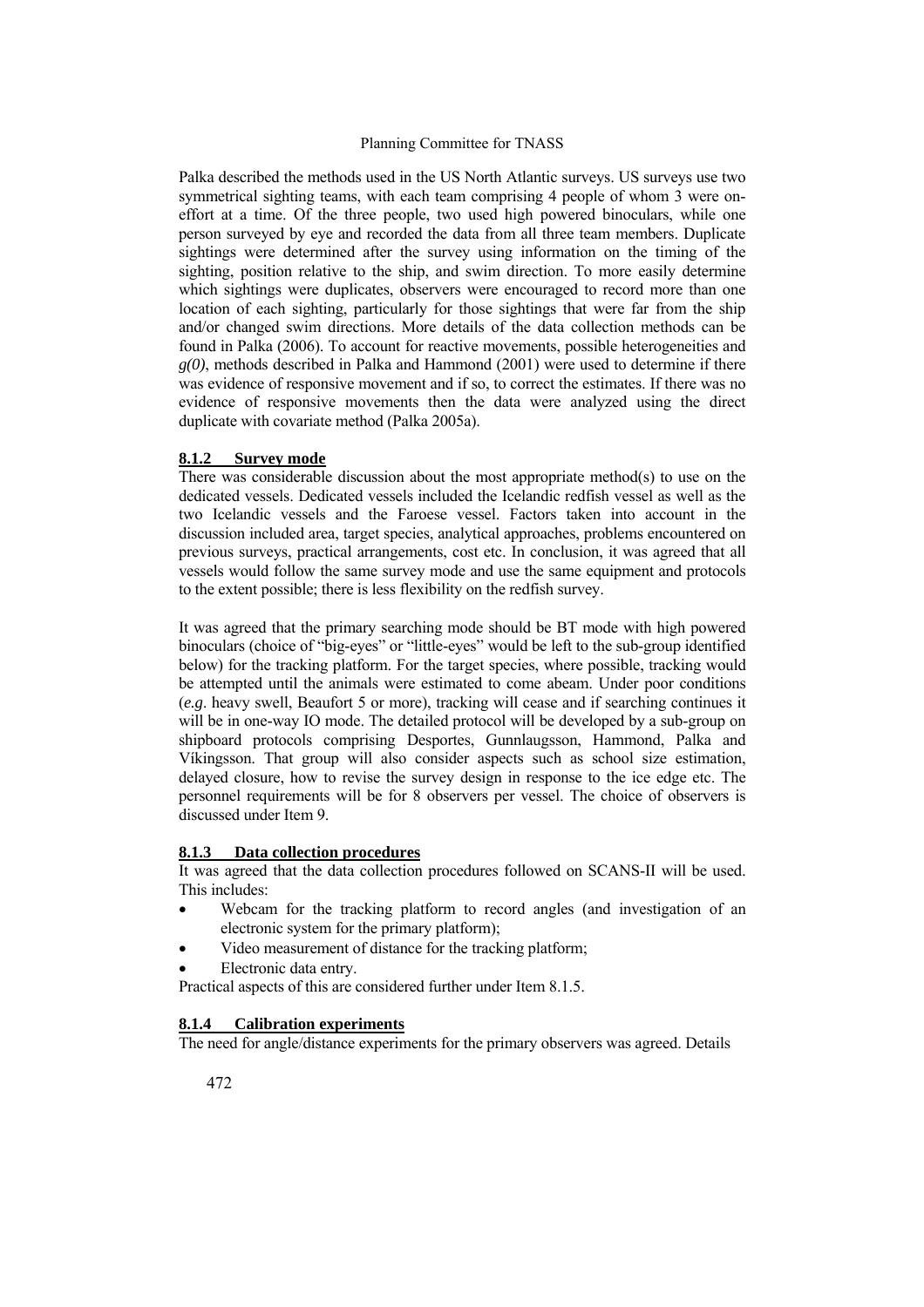Palka described the methods used in the US North Atlantic surveys. US surveys use two symmetrical sighting teams, with each team comprising 4 people of whom 3 were on-effort at a time. Of the three people, two used high powered binoculars, while one person surveyed by eye and recorded the data from all three team members. Duplicate sightings were determined after the survey using information on the timing of the sighting, position relative to the ship, and swim direction. To more easily determine which sightings were duplicates, observers were encouraged to record more than one location of each sighting, particularly for those sightings that were far from the ship and/or changed swim directions. More details of the data collection methods can be found in Palka (2006). To account for reactive movements, possible heterogeneities and *g(0)*, methods described in Palka and Hammond (2001) were used to determine if there was evidence of responsive movement and if so, to correct the estimates. If there was no evidence of responsive movements then the data were analyzed using the direct duplicate with covariate method (Palka 2005a).

### 8.1.2 Survey mode

There was considerable discussion about the most appropriate method(s) to use on the dedicated vessels. Dedicated vessels included the Icelandic redfish vessel as well as the two Icelandic vessels and the Faroese vessel. Factors taken into account in the discussion included area, target species, analytical approaches, problems encountered on previous surveys, practical arrangements, cost etc. In conclusion, it was agreed that all vessels would follow the same survey mode and use the same equipment and protocols to the extent possible; there is less flexibility on the redfish survey.

It was agreed that the primary searching mode should be BT mode with high powered binoculars (choice of "big-eyes" or "little-eyes" would be left to the sub-group identified below) for the tracking platform. For the target species, where possible, tracking would be attempted until the animals were estimated to come abeam. Under poor conditions (*e.g*. heavy swell, Beaufort 5 or more), tracking will cease and if searching continues it will be in one-way IO mode. The detailed protocol will be developed by a sub-group on shipboard protocols comprising Desportes, Gunnlaugsson, Hammond, Palka and Víkingsson. That group will also consider aspects such as school size estimation, delayed closure, how to revise the survey design in response to the ice edge etc. The personnel requirements will be for 8 observers per vessel. The choice of observers is discussed under Item 9.

### 8.1.3 Data collection procedures

It was agreed that the data collection procedures followed on SCANS-II will be used. This includes:

- Webcam for the tracking platform to record angles (and investigation of an electronic system for the primary platform);
- Video measurement of distance for the tracking platform;
- Electronic data entry.

Practical aspects of this are considered further under Item 8.1.5.

### 8.1.4 Calibration experiments

The need for angle/distance experiments for the primary observers was agreed. Details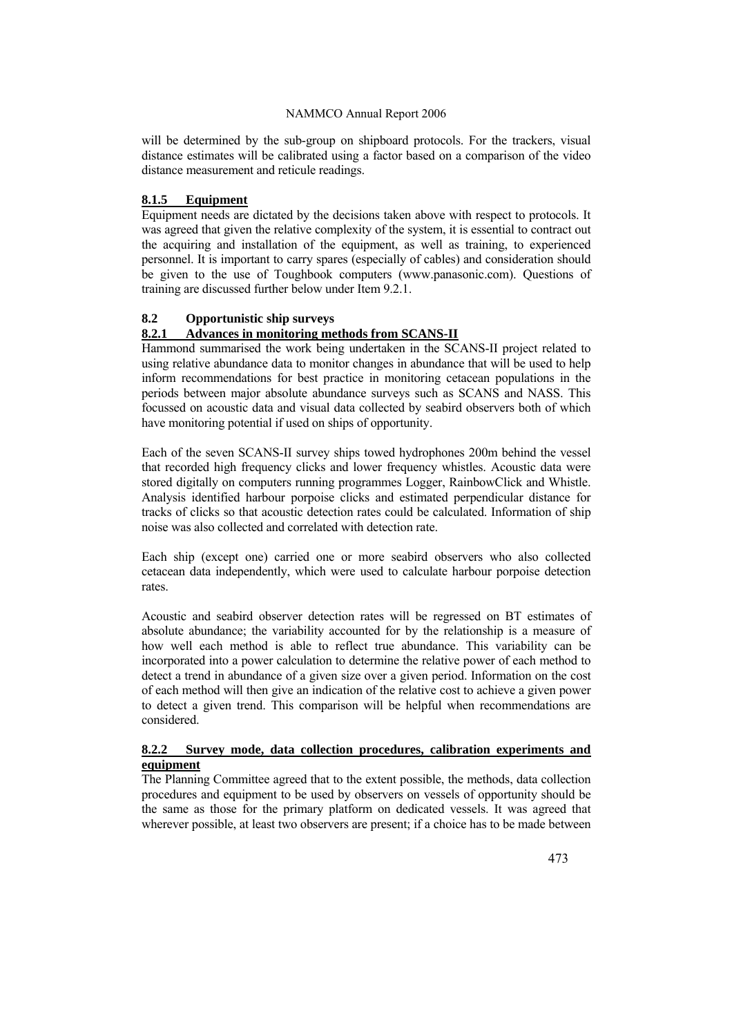will be determined by the sub-group on shipboard protocols. For the trackers, visual distance estimates will be calibrated using a factor based on a comparison of the video distance measurement and reticule readings.

### 8.1.5 Equipment

Equipment needs are dictated by the decisions taken above with respect to protocols. It was agreed that given the relative complexity of the system, it is essential to contract out the acquiring and installation of the equipment, as well as training, to experienced personnel. It is important to carry spares (especially of cables) and consideration should be given to the use of Toughbook computers (www.panasonic.com). Questions of training are discussed further below under Item 9.2.1.

## 8.2 Opportunistic ship surveys

### 8.2.1 Advances in monitoring methods from SCANS-II

Hammond summarised the work being undertaken in the SCANS-II project related to using relative abundance data to monitor changes in abundance that will be used to help inform recommendations for best practice in monitoring cetacean populations in the periods between major absolute abundance surveys such as SCANS and NASS. This focussed on acoustic data and visual data collected by seabird observers both of which have monitoring potential if used on ships of opportunity.

Each of the seven SCANS-II survey ships towed hydrophones 200m behind the vessel that recorded high frequency clicks and lower frequency whistles. Acoustic data were stored digitally on computers running programmes Logger, RainbowClick and Whistle. Analysis identified harbour porpoise clicks and estimated perpendicular distance for tracks of clicks so that acoustic detection rates could be calculated. Information of ship noise was also collected and correlated with detection rate.

Each ship (except one) carried one or more seabird observers who also collected cetacean data independently, which were used to calculate harbour porpoise detection rates.

Acoustic and seabird observer detection rates will be regressed on BT estimates of absolute abundance; the variability accounted for by the relationship is a measure of how well each method is able to reflect true abundance. This variability can be incorporated into a power calculation to determine the relative power of each method to detect a trend in abundance of a given size over a given period. Information on the cost of each method will then give an indication of the relative cost to achieve a given power to detect a given trend. This comparison will be helpful when recommendations are considered.

### 8.2.2 Survey mode, data collection procedures, calibration experiments and equipment

The Planning Committee agreed that to the extent possible, the methods, data collection procedures and equipment to be used by observers on vessels of opportunity should be the same as those for the primary platform on dedicated vessels. It was agreed that wherever possible, at least two observers are present; if a choice has to be made between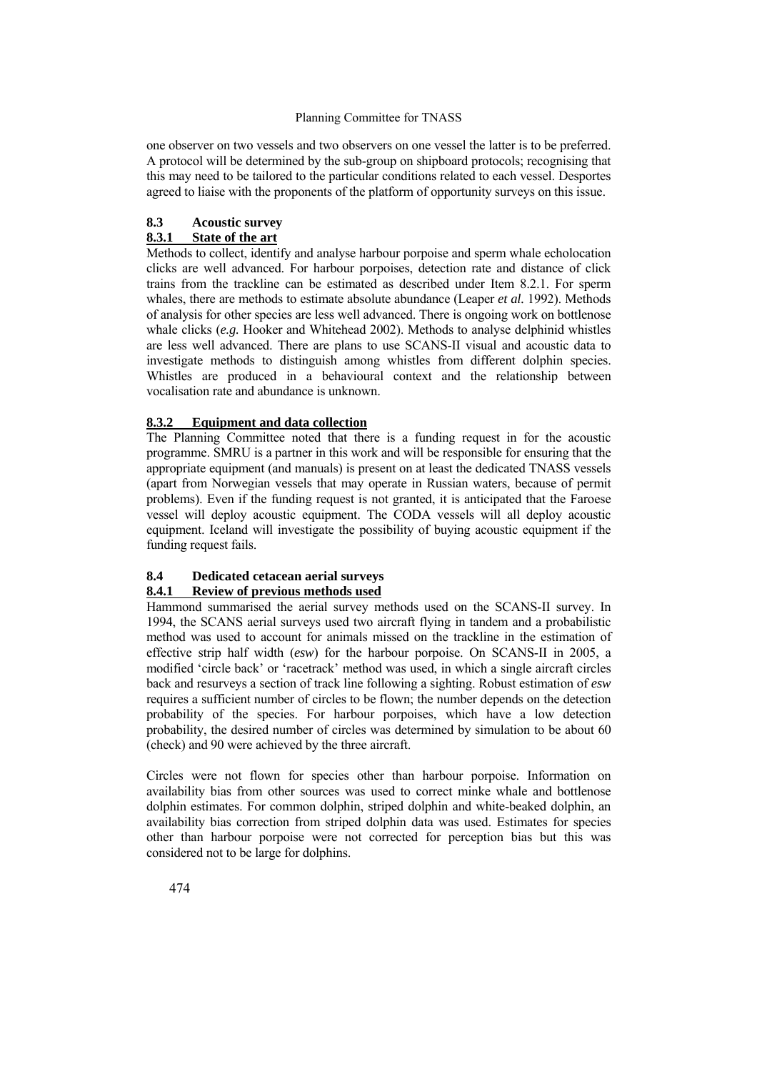one observer on two vessels and two observers on one vessel the latter is to be preferred. A protocol will be determined by the sub-group on shipboard protocols; recognising that this may need to be tailored to the particular conditions related to each vessel. Desportes agreed to liaise with the proponents of the platform of opportunity surveys on this issue.

## 8.3 Acoustic survey

### 8.3.1 State of the art

Methods to collect, identify and analyse harbour porpoise and sperm whale echolocation clicks are well advanced. For harbour porpoises, detection rate and distance of click trains from the trackline can be estimated as described under Item 8.2.1. For sperm whales, there are methods to estimate absolute abundance (Leaper *et al.* 1992). Methods of analysis for other species are less well advanced. There is ongoing work on bottlenose whale clicks (*e.g.* Hooker and Whitehead 2002). Methods to analyse delphinid whistles are less well advanced. There are plans to use SCANS-II visual and acoustic data to investigate methods to distinguish among whistles from different dolphin species. Whistles are produced in a behavioural context and the relationship between vocalisation rate and abundance is unknown.

### 8.3.2 Equipment and data collection

The Planning Committee noted that there is a funding request in for the acoustic programme. SMRU is a partner in this work and will be responsible for ensuring that the appropriate equipment (and manuals) is present on at least the dedicated TNASS vessels (apart from Norwegian vessels that may operate in Russian waters, because of permit problems). Even if the funding request is not granted, it is anticipated that the Faroese vessel will deploy acoustic equipment. The CODA vessels will all deploy acoustic equipment. Iceland will investigate the possibility of buying acoustic equipment if the funding request fails.

## 8.4 Dedicated cetacean aerial surveys

### 8.4.1 Review of previous methods used

Hammond summarised the aerial survey methods used on the SCANS-II survey. In 1994, the SCANS aerial surveys used two aircraft flying in tandem and a probabilistic method was used to account for animals missed on the trackline in the estimation of effective strip half width (*esw*) for the harbour porpoise. On SCANS-II in 2005, a modified 'circle back' or 'racetrack' method was used, in which a single aircraft circles back and resurveys a section of track line following a sighting. Robust estimation of *esw* requires a sufficient number of circles to be flown; the number depends on the detection probability of the species. For harbour porpoises, which have a low detection probability, the desired number of circles was determined by simulation to be about 60 (check) and 90 were achieved by the three aircraft.

Circles were not flown for species other than harbour porpoise. Information on availability bias from other sources was used to correct minke whale and bottlenose dolphin estimates. For common dolphin, striped dolphin and white-beaked dolphin, an availability bias correction from striped dolphin data was used. Estimates for species other than harbour porpoise were not corrected for perception bias but this was considered not to be large for dolphins.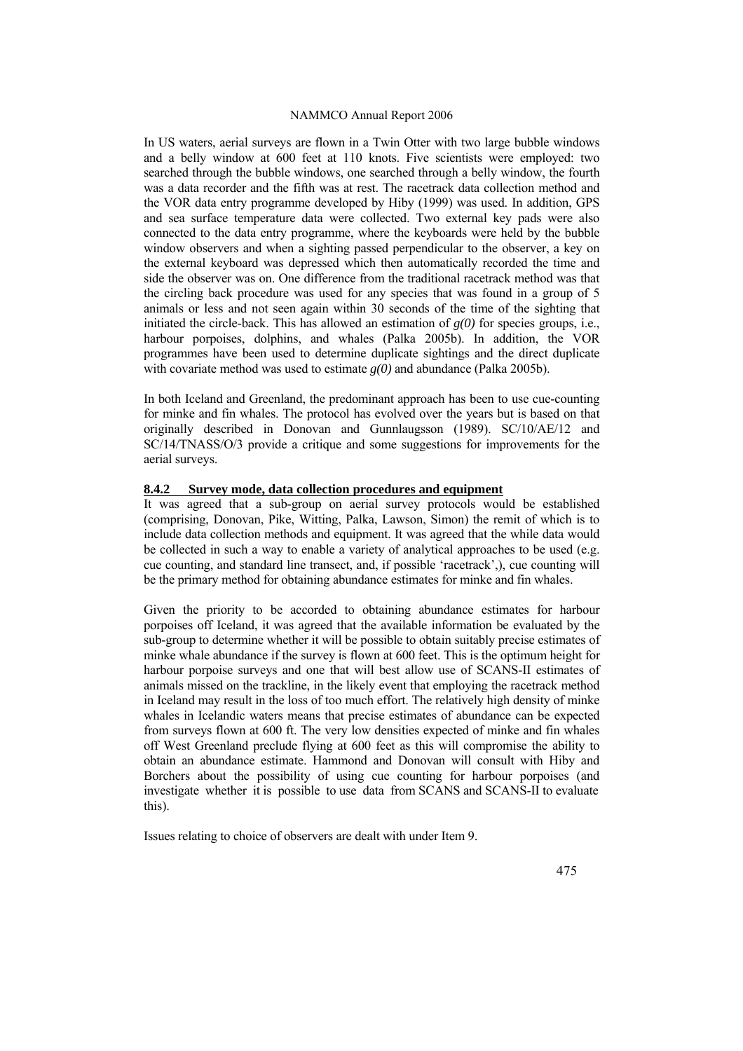In US waters, aerial surveys are flown in a Twin Otter with two large bubble windows and a belly window at 600 feet at 110 knots. Five scientists were employed: two searched through the bubble windows, one searched through a belly window, the fourth was a data recorder and the fifth was at rest. The racetrack data collection method and the VOR data entry programme developed by Hiby (1999) was used. In addition, GPS and sea surface temperature data were collected. Two external key pads were also connected to the data entry programme, where the keyboards were held by the bubble window observers and when a sighting passed perpendicular to the observer, a key on the external keyboard was depressed which then automatically recorded the time and side the observer was on. One difference from the traditional racetrack method was that the circling back procedure was used for any species that was found in a group of 5 animals or less and not seen again within 30 seconds of the time of the sighting that initiated the circle-back. This has allowed an estimation of *g(0)* for species groups, i.e., harbour porpoises, dolphins, and whales (Palka 2005b). In addition, the VOR programmes have been used to determine duplicate sightings and the direct duplicate with covariate method was used to estimate *g(0)* and abundance (Palka 2005b).

In both Iceland and Greenland, the predominant approach has been to use cue-counting for minke and fin whales. The protocol has evolved over the years but is based on that originally described in Donovan and Gunnlaugsson (1989). SC/10/AE/12 and SC/14/TNASS/O/3 provide a critique and some suggestions for improvements for the aerial surveys.

#### 8.4.2 Survey mode, data collection procedures and equipment

It was agreed that a sub-group on aerial survey protocols would be established (comprising, Donovan, Pike, Witting, Palka, Lawson, Simon) the remit of which is to include data collection methods and equipment. It was agreed that the while data would be collected in such a way to enable a variety of analytical approaches to be used (e.g. cue counting, and standard line transect, and, if possible 'racetrack',), cue counting will be the primary method for obtaining abundance estimates for minke and fin whales.

Given the priority to be accorded to obtaining abundance estimates for harbour porpoises off Iceland, it was agreed that the available information be evaluated by the sub-group to determine whether it will be possible to obtain suitably precise estimates of minke whale abundance if the survey is flown at 600 feet. This is the optimum height for harbour porpoise surveys and one that will best allow use of SCANS-II estimates of animals missed on the trackline, in the likely event that employing the racetrack method in Iceland may result in the loss of too much effort. The relatively high density of minke whales in Icelandic waters means that precise estimates of abundance can be expected from surveys flown at 600 ft. The very low densities expected of minke and fin whales off West Greenland preclude flying at 600 feet as this will compromise the ability to obtain an abundance estimate. Hammond and Donovan will consult with Hiby and Borchers about the possibility of using cue counting for harbour porpoises (and investigate whether it is possible to use data from SCANS and SCANS-II to evaluate this).

Issues relating to choice of observers are dealt with under Item 9.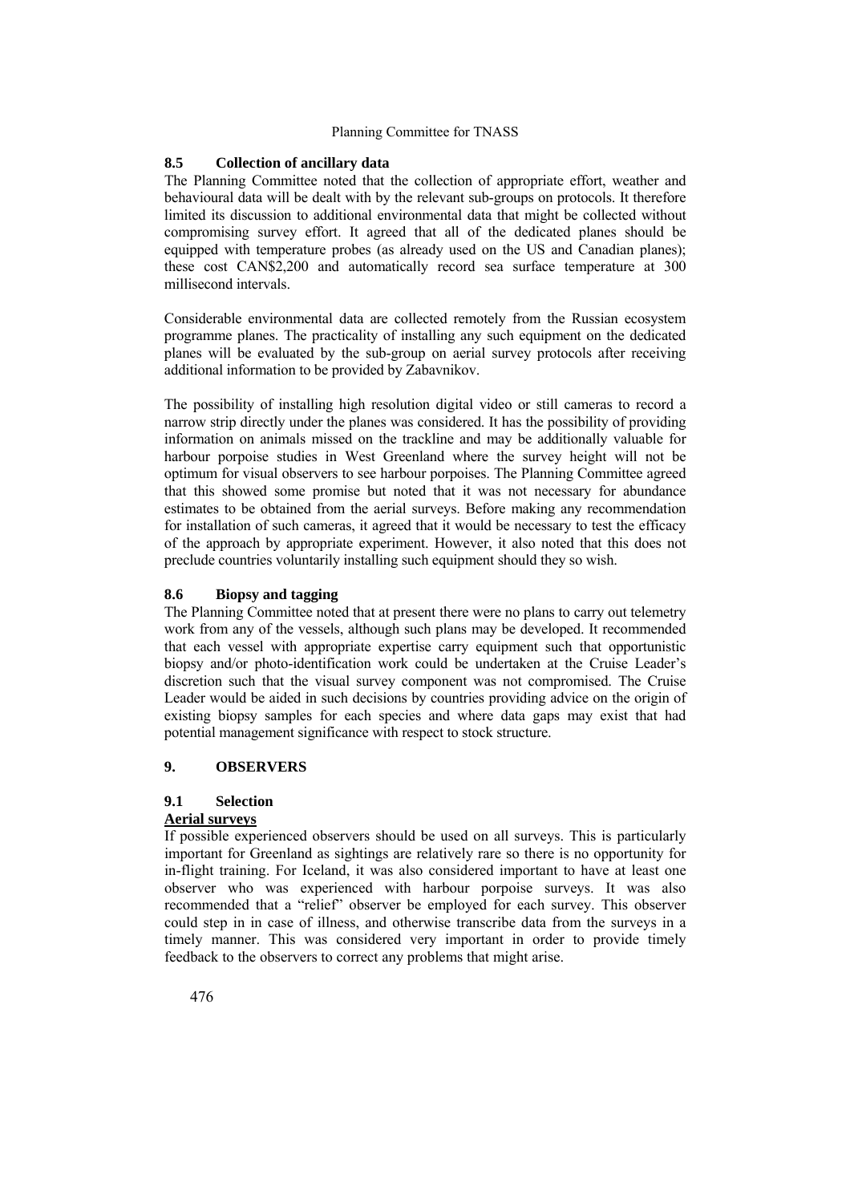### 8.5 Collection of ancillary data

The Planning Committee noted that the collection of appropriate effort, weather and behavioural data will be dealt with by the relevant sub-groups on protocols. It therefore limited its discussion to additional environmental data that might be collected without compromising survey effort. It agreed that all of the dedicated planes should be equipped with temperature probes (as already used on the US and Canadian planes); these cost CAN$2,200 and automatically record sea surface temperature at 300 millisecond intervals.

Considerable environmental data are collected remotely from the Russian ecosystem programme planes. The practicality of installing any such equipment on the dedicated planes will be evaluated by the sub-group on aerial survey protocols after receiving additional information to be provided by Zabavnikov.

The possibility of installing high resolution digital video or still cameras to record a narrow strip directly under the planes was considered. It has the possibility of providing information on animals missed on the trackline and may be additionally valuable for harbour porpoise studies in West Greenland where the survey height will not be optimum for visual observers to see harbour porpoises. The Planning Committee agreed that this showed some promise but noted that it was not necessary for abundance estimates to be obtained from the aerial surveys. Before making any recommendation for installation of such cameras, it agreed that it would be necessary to test the efficacy of the approach by appropriate experiment. However, it also noted that this does not preclude countries voluntarily installing such equipment should they so wish.

### 8.6 Biopsy and tagging

The Planning Committee noted that at present there were no plans to carry out telemetry work from any of the vessels, although such plans may be developed. It recommended that each vessel with appropriate expertise carry equipment such that opportunistic biopsy and/or photo-identification work could be undertaken at the Cruise Leader's discretion such that the visual survey component was not compromised. The Cruise Leader would be aided in such decisions by countries providing advice on the origin of existing biopsy samples for each species and where data gaps may exist that had potential management significance with respect to stock structure.

## 9. OBSERVERS

### 9.1 Selection

**Aerial surveys**

If possible experienced observers should be used on all surveys. This is particularly important for Greenland as sightings are relatively rare so there is no opportunity for in-flight training. For Iceland, it was also considered important to have at least one observer who was experienced with harbour porpoise surveys. It was also recommended that a "relief" observer be employed for each survey. This observer could step in in case of illness, and otherwise transcribe data from the surveys in a timely manner. This was considered very important in order to provide timely feedback to the observers to correct any problems that might arise.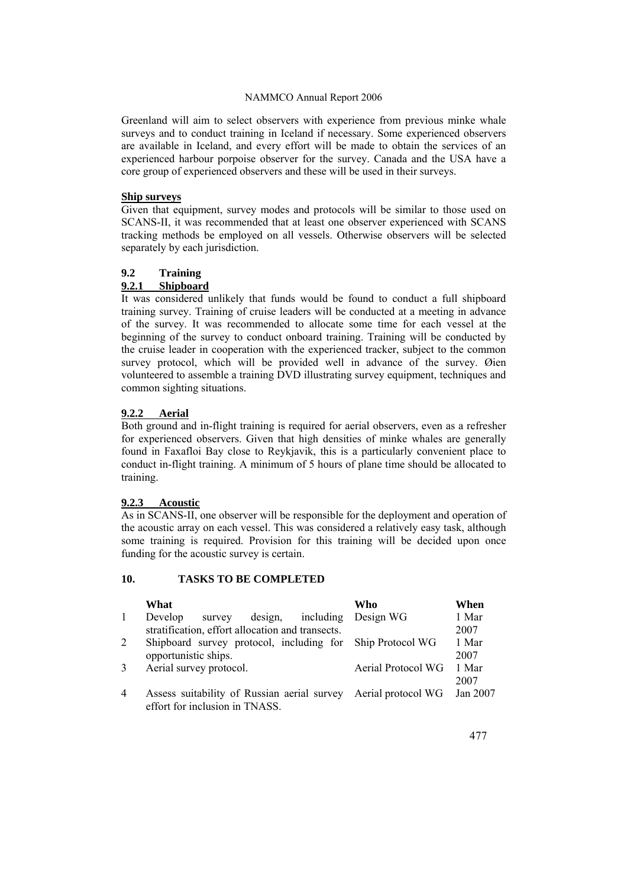Greenland will aim to select observers with experience from previous minke whale surveys and to conduct training in Iceland if necessary. Some experienced observers are available in Iceland, and every effort will be made to obtain the services of an experienced harbour porpoise observer for the survey. Canada and the USA have a core group of experienced observers and these will be used in their surveys.

**Ship surveys**

Given that equipment, survey modes and protocols will be similar to those used on SCANS-II, it was recommended that at least one observer experienced with SCANS tracking methods be employed on all vessels. Otherwise observers will be selected separately by each jurisdiction.

### 9.2 Training

#### 9.2.1 Shipboard

It was considered unlikely that funds would be found to conduct a full shipboard training survey. Training of cruise leaders will be conducted at a meeting in advance of the survey. It was recommended to allocate some time for each vessel at the beginning of the survey to conduct onboard training. Training will be conducted by the cruise leader in cooperation with the experienced tracker, subject to the common survey protocol, which will be provided well in advance of the survey. Øien volunteered to assemble a training DVD illustrating survey equipment, techniques and common sighting situations.

#### 9.2.2 Aerial

Both ground and in-flight training is required for aerial observers, even as a refresher for experienced observers. Given that high densities of minke whales are generally found in Faxafloi Bay close to Reykjavik, this is a particularly convenient place to conduct in-flight training. A minimum of 5 hours of plane time should be allocated to training.

#### 9.2.3 Acoustic

As in SCANS-II, one observer will be responsible for the deployment and operation of the acoustic array on each vessel. This was considered a relatively easy task, although some training is required. Provision for this training will be decided upon once funding for the acoustic survey is certain.

## 10. TASKS TO BE COMPLETED

| | What | Who | When |
|---|---|---|---|
| 1 | Develop survey design, including stratification, effort allocation and transects. | Design WG | 1 Mar 2007 |
| 2 | Shipboard survey protocol, including for opportunistic ships. | Ship Protocol WG | 1 Mar 2007 |
| 3 | Aerial survey protocol. | Aerial Protocol WG | 1 Mar 2007 |
| 4 | Assess suitability of Russian aerial survey effort for inclusion in TNASS. | Aerial protocol WG | Jan 2007 |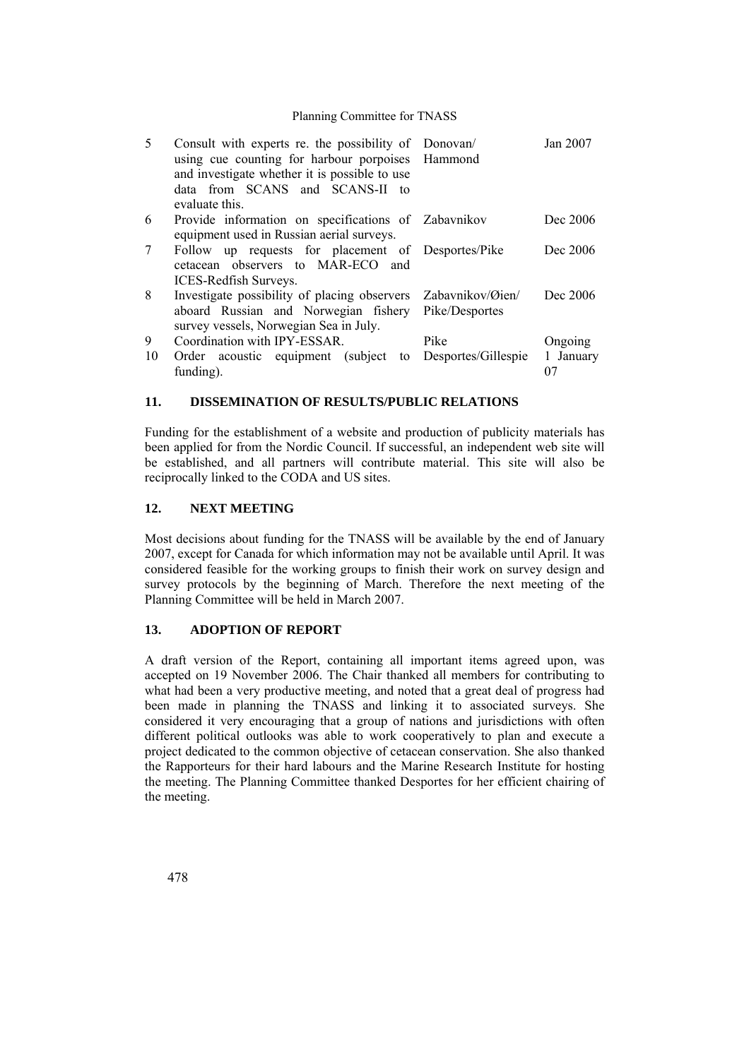| | | | |
|---|---|---|---|
| 5 | Consult with experts re. the possibility of using cue counting for harbour porpoises and investigate whether it is possible to use data from SCANS and SCANS-II to evaluate this. | Donovan/ Hammond | Jan 2007 |
| 6 | Provide information on specifications of equipment used in Russian aerial surveys. | Zabavnikov | Dec 2006 |
| 7 | Follow up requests for placement of cetacean observers to MAR-ECO and ICES-Redfish Surveys. | Desportes/Pike | Dec 2006 |
| 8 | Investigate possibility of placing observers aboard Russian and Norwegian fishery survey vessels, Norwegian Sea in July. | Zabavnikov/Øien/ Pike/Desportes | Dec 2006 |
| 9 | Coordination with IPY-ESSAR. | Pike | Ongoing |
| 10 | Order acoustic equipment (subject to funding). | Desportes/Gillespie | 1 January 07 |

## 11. DISSEMINATION OF RESULTS/PUBLIC RELATIONS

Funding for the establishment of a website and production of publicity materials has been applied for from the Nordic Council. If successful, an independent web site will be established, and all partners will contribute material. This site will also be reciprocally linked to the CODA and US sites.

## 12. NEXT MEETING

Most decisions about funding for the TNASS will be available by the end of January 2007, except for Canada for which information may not be available until April. It was considered feasible for the working groups to finish their work on survey design and survey protocols by the beginning of March. Therefore the next meeting of the Planning Committee will be held in March 2007.

## 13. ADOPTION OF REPORT

A draft version of the Report, containing all important items agreed upon, was accepted on 19 November 2006. The Chair thanked all members for contributing to what had been a very productive meeting, and noted that a great deal of progress had been made in planning the TNASS and linking it to associated surveys. She considered it very encouraging that a group of nations and jurisdictions with often different political outlooks was able to work cooperatively to plan and execute a project dedicated to the common objective of cetacean conservation. She also thanked the Rapporteurs for their hard labours and the Marine Research Institute for hosting the meeting. The Planning Committee thanked Desportes for her efficient chairing of the meeting.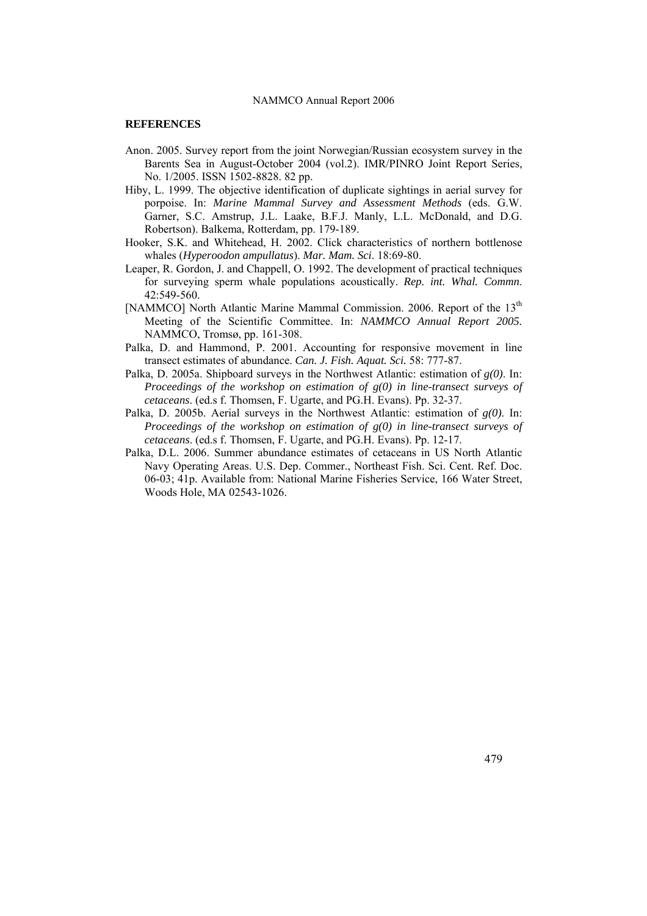## REFERENCES

Anon. 2005. Survey report from the joint Norwegian/Russian ecosystem survey in the Barents Sea in August-October 2004 (vol.2). IMR/PINRO Joint Report Series, No. 1/2005. ISSN 1502-8828. 82 pp.

Hiby, L. 1999. The objective identification of duplicate sightings in aerial survey for porpoise. In: *Marine Mammal Survey and Assessment Methods* (eds. G.W. Garner, S.C. Amstrup, J.L. Laake, B.F.J. Manly, L.L. McDonald, and D.G. Robertson). Balkema, Rotterdam, pp. 179-189.

Hooker, S.K. and Whitehead, H. 2002. Click characteristics of northern bottlenose whales (*Hyperoodon ampullatus*). *Mar. Mam. Sci*. 18:69-80.

Leaper, R. Gordon, J. and Chappell, O. 1992. The development of practical techniques for surveying sperm whale populations acoustically. *Rep. int. Whal. Commn*. 42:549-560.

[NAMMCO] North Atlantic Marine Mammal Commission. 2006. Report of the 13th Meeting of the Scientific Committee. In: *NAMMCO Annual Report 2005.* NAMMCO, Tromsø, pp. 161-308.

Palka, D. and Hammond, P. 2001. Accounting for responsive movement in line transect estimates of abundance. *Can. J. Fish. Aquat. Sci.* 58: 777-87.

Palka, D. 2005a. Shipboard surveys in the Northwest Atlantic: estimation of *g(0)*. In: *Proceedings of the workshop on estimation of g(0) in line-transect surveys of cetaceans*. (ed.s f. Thomsen, F. Ugarte, and PG.H. Evans). Pp. 32-37.

Palka, D. 2005b. Aerial surveys in the Northwest Atlantic: estimation of *g(0)*. In: *Proceedings of the workshop on estimation of g(0) in line-transect surveys of cetaceans*. (ed.s f. Thomsen, F. Ugarte, and PG.H. Evans). Pp. 12-17.

Palka, D.L. 2006. Summer abundance estimates of cetaceans in US North Atlantic Navy Operating Areas. U.S. Dep. Commer., Northeast Fish. Sci. Cent. Ref. Doc. 06-03; 41p. Available from: National Marine Fisheries Service, 166 Water Street, Woods Hole, MA 02543-1026.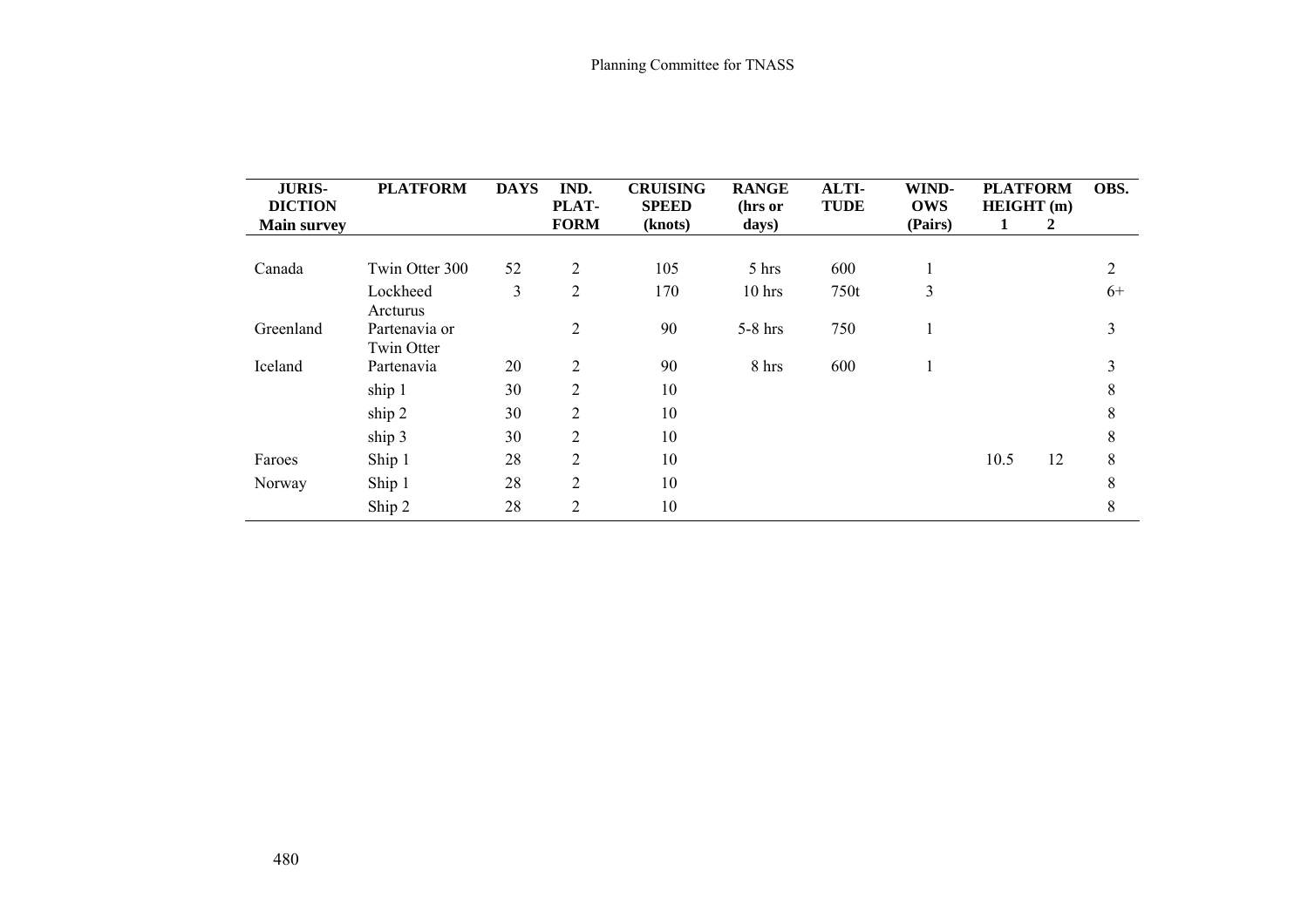| JURIS-DICTION Main survey | PLATFORM | DAYS | IND. PLAT-FORM | CRUISING SPEED (knots) | RANGE (hrs or days) | ALTI-TUDE | WIND-OWS (Pairs) | PLATFORM HEIGHT (m) | | OBS. |
|---|---|---|---|---|---|---|---|---|---|---|
| | | | | | | | | 1 | 2 | |
| Canada | Twin Otter 300 | 52 | 2 | 105 | 5 hrs | 600 | 1 | | | 2 |
| | Lockheed Arcturus | 3 | 2 | 170 | 10 hrs | 750t | 3 | | | 6+ |
| Greenland | Partenavia or Twin Otter | | 2 | 90 | 5-8 hrs | 750 | 1 | | | 3 |
| Iceland | Partenavia | 20 | 2 | 90 | 8 hrs | 600 | 1 | | | 3 |
| | ship 1 | 30 | 2 | 10 | | | | | | 8 |
| | ship 2 | 30 | 2 | 10 | | | | | | 8 |
| | ship 3 | 30 | 2 | 10 | | | | | | 8 |
| Faroes | Ship 1 | 28 | 2 | 10 | | | | 10.5 | 12 | 8 |
| Norway | Ship 1 | 28 | 2 | 10 | | | | | | 8 |
| | Ship 2 | 28 | 2 | 10 | | | | | | 8 |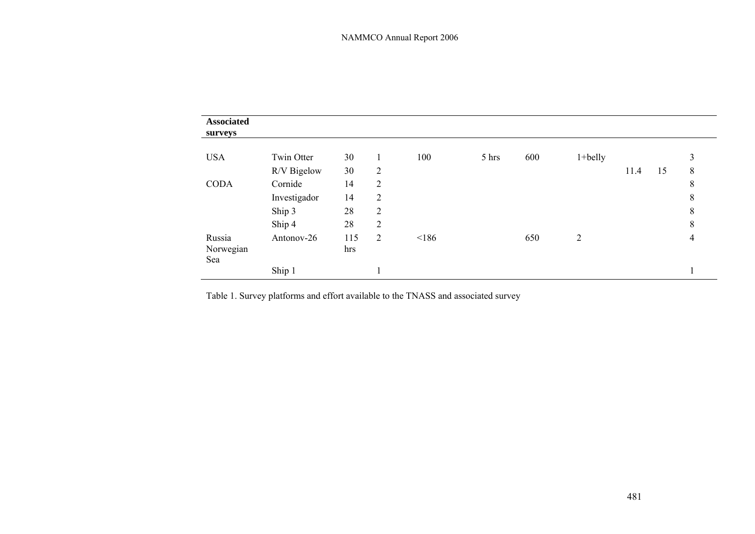| Associated surveys | | | | | | | | | | |
|---|---|---|---|---|---|---|---|---|---|---|
| | | | | | | | | | | |
| USA | Twin Otter | 30 | 1 | 100 | 5 hrs | 600 | 1+belly | | | 3 |
| | R/V Bigelow | 30 | 2 | | | | | 11.4 | 15 | 8 |
| CODA | Cornide | 14 | 2 | | | | | | | 8 |
| | Investigador | 14 | 2 | | | | | | | 8 |
| | Ship 3 | 28 | 2 | | | | | | | 8 |
| | Ship 4 | 28 | 2 | | | | | | | 8 |
| Russia Norwegian Sea | Antonov-26 | 115 hrs | 2 | <186 | | 650 | 2 | | | 4 |
| | Ship 1 | | 1 | | | | | | | 1 |

Table 1. Survey platforms and effort available to the TNASS and associated survey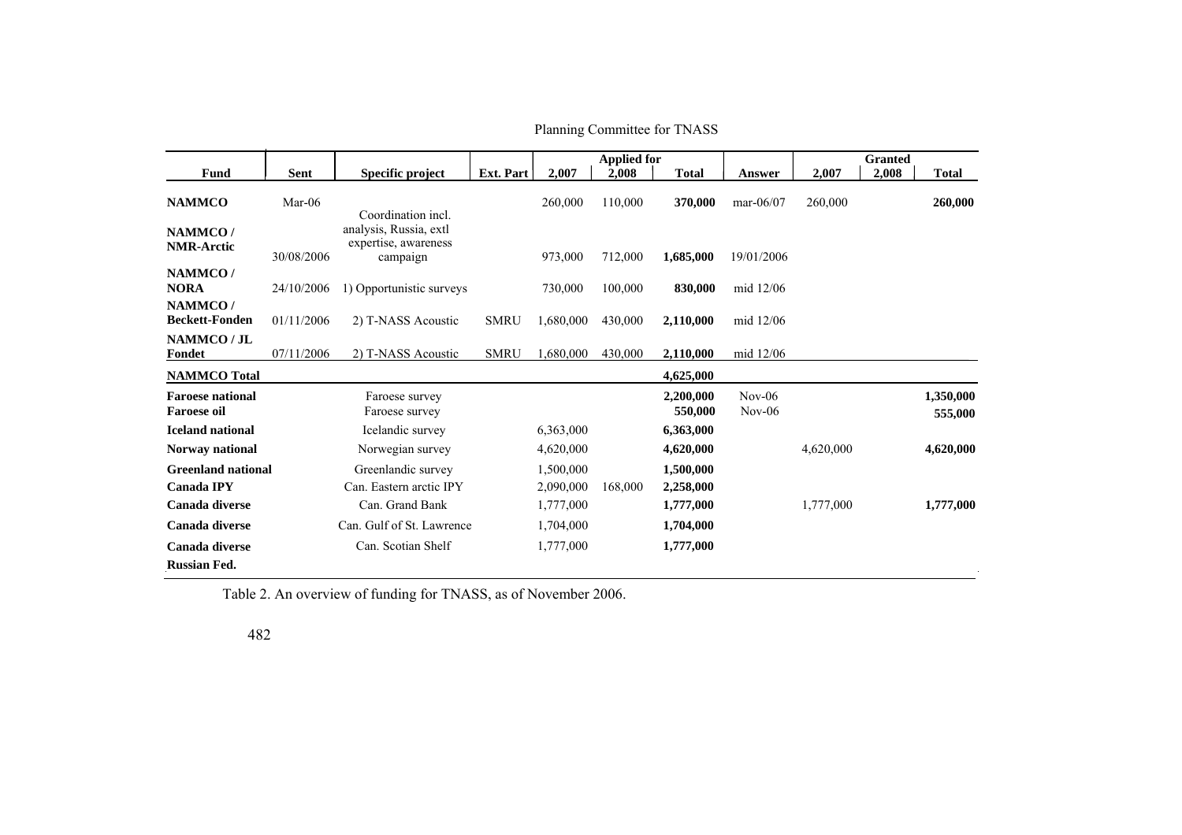Planning Committee for TNASS

| Fund | Sent | Specific project | Ext. Part | Applied for | | | Answer | Granted | | |
|---|---|---|---|---|---|---|---|---|---|---|
| | | | | 2,007 | 2,008 | Total | | 2,007 | 2,008 | Total |
| **NAMMCO** | Mar-06 | | | 260,000 | 110,000 | **370,000** | mar-06/07 | 260,000 | | **260,000** |
| **NAMMCO / NMR-Arctic** | 30/08/2006 | Coordination incl. analysis, Russia, extl expertise, awareness campaign | | 973,000 | 712,000 | **1,685,000** | 19/01/2006 | | | |
| **NAMMCO / NORA** | 24/10/2006 | 1) Opportunistic surveys | | 730,000 | 100,000 | **830,000** | mid 12/06 | | | |
| **NAMMCO / Beckett-Fonden** | 01/11/2006 | 2) T-NASS Acoustic | SMRU | 1,680,000 | 430,000 | **2,110,000** | mid 12/06 | | | |
| **NAMMCO / JL Fondet** | 07/11/2006 | 2) T-NASS Acoustic | SMRU | 1,680,000 | 430,000 | **2,110,000** | mid 12/06 | | | |
| **NAMMCO Total** | | | | | | **4,625,000** | | | | |
| **Faroese national** | | Faroese survey | | | | **2,200,000** | Nov-06 | | | **1,350,000** |
| **Faroese oil** | | Faroese survey | | | | **550,000** | Nov-06 | | | **555,000** |
| **Iceland national** | | Icelandic survey | | 6,363,000 | | **6,363,000** | | | | |
| **Norway national** | | Norwegian survey | | 4,620,000 | | **4,620,000** | | 4,620,000 | | **4,620,000** |
| **Greenland national** | | Greenlandic survey | | 1,500,000 | | **1,500,000** | | | | |
| **Canada IPY** | | Can. Eastern arctic IPY | | 2,090,000 | 168,000 | **2,258,000** | | | | |
| **Canada diverse** | | Can. Grand Bank | | 1,777,000 | | **1,777,000** | | 1,777,000 | | **1,777,000** |
| **Canada diverse** | | Can. Gulf of St. Lawrence | | 1,704,000 | | **1,704,000** | | | | |
| **Canada diverse** | | Can. Scotian Shelf | | 1,777,000 | | **1,777,000** | | | | |
| **Russian Fed.** | | | | | | | | | | |

Table 2. An overview of funding for TNASS, as of November 2006.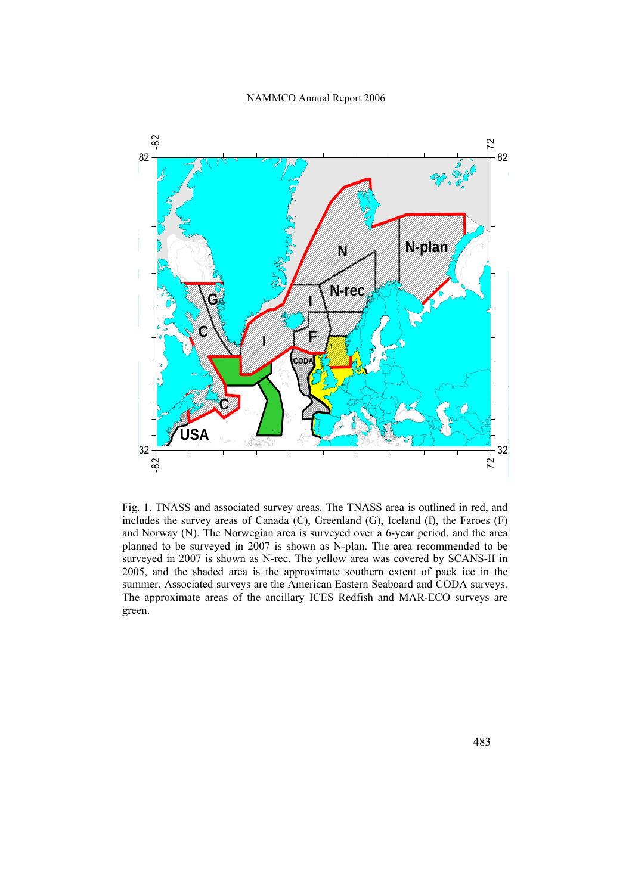Fig. 1. TNASS and associated survey areas. The TNASS area is outlined in red, and includes the survey areas of Canada (C), Greenland (G), Iceland (I), the Faroes (F) and Norway (N). The Norwegian area is surveyed over a 6-year period, and the area planned to be surveyed in 2007 is shown as N-plan. The area recommended to be surveyed in 2007 is shown as N-rec. The yellow area was covered by SCANS-II in 2005, and the shaded area is the approximate southern extent of pack ice in the summer. Associated surveys are the American Eastern Seaboard and CODA surveys. The approximate areas of the ancillary ICES Redfish and MAR-ECO surveys are green.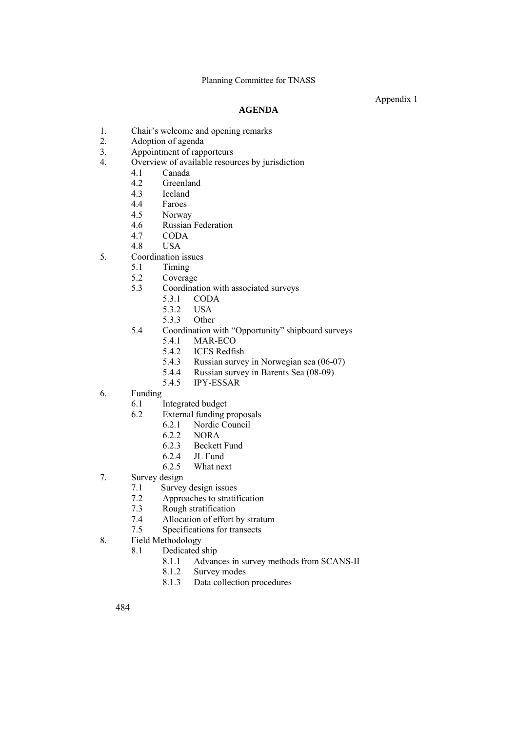Planning Committee for TNASS

Appendix 1

## AGENDA

1. Chair's welcome and opening remarks
2. Adoption of agenda
3. Appointment of rapporteurs
4. Overview of available resources by jurisdiction
   - 4.1 Canada
   - 4.2 Greenland
   - 4.3 Iceland
   - 4.4 Faroes
   - 4.5 Norway
   - 4.6 Russian Federation
   - 4.7 CODA
   - 4.8 USA
5. Coordination issues
   - 5.1 Timing
   - 5.2 Coverage
   - 5.3 Coordination with associated surveys
     - 5.3.1 CODA
     - 5.3.2 USA
     - 5.3.3 Other
   - 5.4 Coordination with "Opportunity" shipboard surveys
     - 5.4.1 MAR-ECO
     - 5.4.2 ICES Redfish
     - 5.4.3 Russian survey in Norwegian sea (06-07)
     - 5.4.4 Russian survey in Barents Sea (08-09)
     - 5.4.5 IPY-ESSAR
6. Funding
   - 6.1 Integrated budget
   - 6.2 External funding proposals
     - 6.2.1 Nordic Council
     - 6.2.2 NORA
     - 6.2.3 Beckett Fund
     - 6.2.4 JL Fund
     - 6.2.5 What next
7. Survey design
   - 7.1 Survey design issues
   - 7.2 Approaches to stratification
   - 7.3 Rough stratification
   - 7.4 Allocation of effort by stratum
   - 7.5 Specifications for transects
8. Field Methodology
   - 8.1 Dedicated ship
     - 8.1.1 Advances in survey methods from SCANS-II
     - 8.1.2 Survey modes
     - 8.1.3 Data collection procedures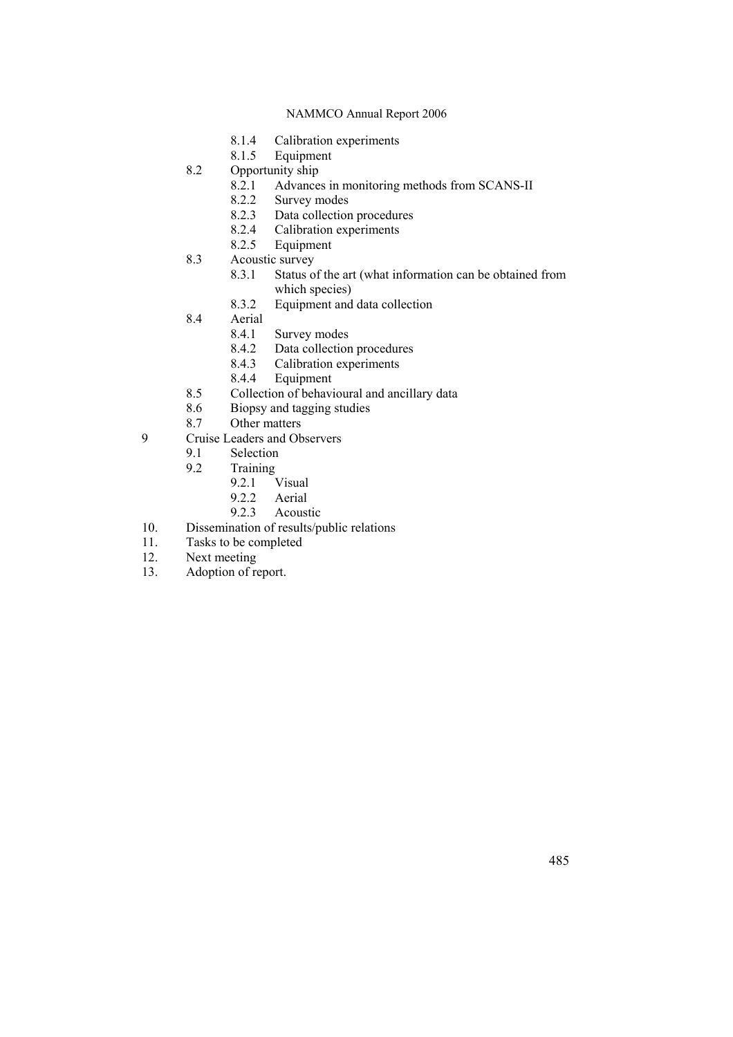- 8.1.4 Calibration experiments
- 8.1.5 Equipment
- 8.2 Opportunity ship
  - 8.2.1 Advances in monitoring methods from SCANS-II
  - 8.2.2 Survey modes
  - 8.2.3 Data collection procedures
  - 8.2.4 Calibration experiments
  - 8.2.5 Equipment
- 8.3 Acoustic survey
  - 8.3.1 Status of the art (what information can be obtained from which species)
  - 8.3.2 Equipment and data collection
- 8.4 Aerial
  - 8.4.1 Survey modes
  - 8.4.2 Data collection procedures
  - 8.4.3 Calibration experiments
  - 8.4.4 Equipment
- 8.5 Collection of behavioural and ancillary data
- 8.6 Biopsy and tagging studies
- 8.7 Other matters

9 Cruise Leaders and Observers
- 9.1 Selection
- 9.2 Training
  - 9.2.1 Visual
  - 9.2.2 Aerial
  - 9.2.3 Acoustic

10. Dissemination of results/public relations
11. Tasks to be completed
12. Next meeting
13. Adoption of report.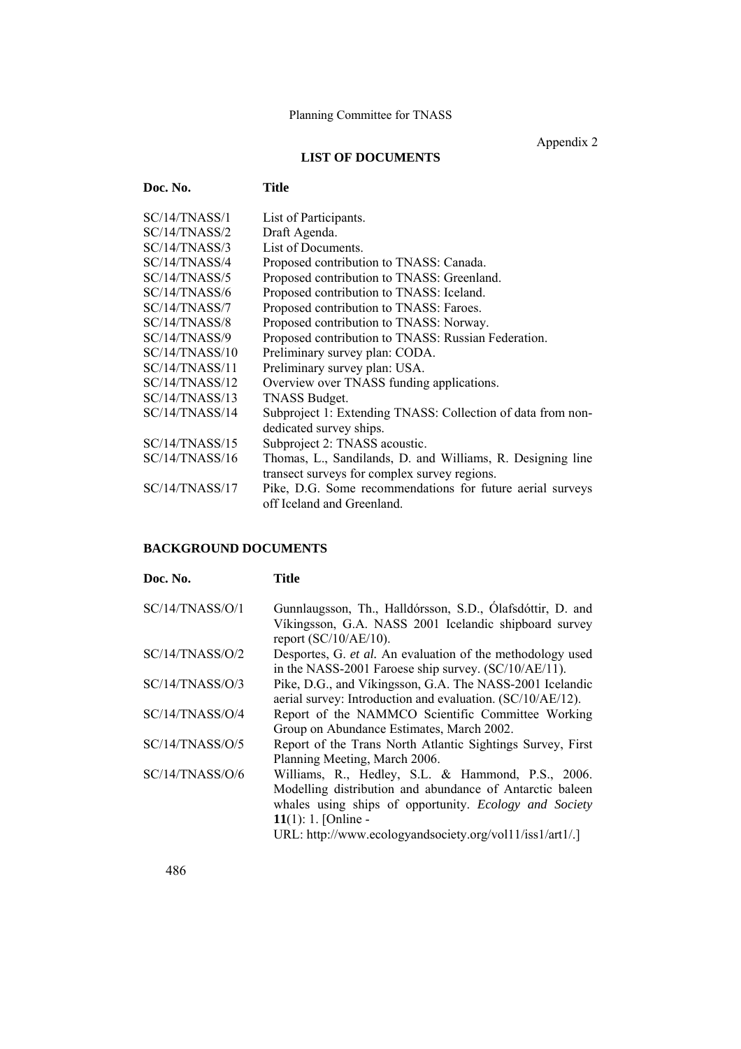Planning Committee for TNASS

Appendix 2

## LIST OF DOCUMENTS

| Doc. No. | Title |
|---|---|
| SC/14/TNASS/1 | List of Participants. |
| SC/14/TNASS/2 | Draft Agenda. |
| SC/14/TNASS/3 | List of Documents. |
| SC/14/TNASS/4 | Proposed contribution to TNASS: Canada. |
| SC/14/TNASS/5 | Proposed contribution to TNASS: Greenland. |
| SC/14/TNASS/6 | Proposed contribution to TNASS: Iceland. |
| SC/14/TNASS/7 | Proposed contribution to TNASS: Faroes. |
| SC/14/TNASS/8 | Proposed contribution to TNASS: Norway. |
| SC/14/TNASS/9 | Proposed contribution to TNASS: Russian Federation. |
| SC/14/TNASS/10 | Preliminary survey plan: CODA. |
| SC/14/TNASS/11 | Preliminary survey plan: USA. |
| SC/14/TNASS/12 | Overview over TNASS funding applications. |
| SC/14/TNASS/13 | TNASS Budget. |
| SC/14/TNASS/14 | Subproject 1: Extending TNASS: Collection of data from non-dedicated survey ships. |
| SC/14/TNASS/15 | Subproject 2: TNASS acoustic. |
| SC/14/TNASS/16 | Thomas, L., Sandilands, D. and Williams, R. Designing line transect surveys for complex survey regions. |
| SC/14/TNASS/17 | Pike, D.G. Some recommendations for future aerial surveys off Iceland and Greenland. |

## BACKGROUND DOCUMENTS

| Doc. No. | Title |
|---|---|
| SC/14/TNASS/O/1 | Gunnlaugsson, Th., Halldórsson, S.D., Ólafsdóttir, D. and Víkingsson, G.A. NASS 2001 Icelandic shipboard survey report (SC/10/AE/10). |
| SC/14/TNASS/O/2 | Desportes, G. *et al.* An evaluation of the methodology used in the NASS-2001 Faroese ship survey. (SC/10/AE/11). |
| SC/14/TNASS/O/3 | Pike, D.G., and Víkingsson, G.A. The NASS-2001 Icelandic aerial survey: Introduction and evaluation. (SC/10/AE/12). |
| SC/14/TNASS/O/4 | Report of the NAMMCO Scientific Committee Working Group on Abundance Estimates, March 2002. |
| SC/14/TNASS/O/5 | Report of the Trans North Atlantic Sightings Survey, First Planning Meeting, March 2006. |
| SC/14/TNASS/O/6 | Williams, R., Hedley, S.L. & Hammond, P.S., 2006. Modelling distribution and abundance of Antarctic baleen whales using ships of opportunity. *Ecology and Society* **11**(1): 1. [Online - URL: http://www.ecologyandsociety.org/vol11/iss1/art1/.] |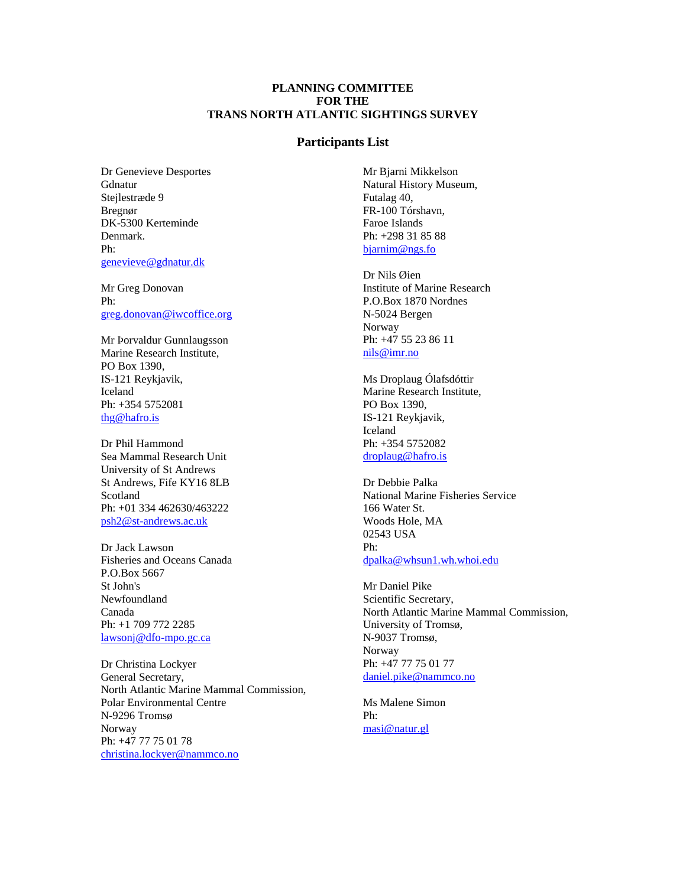**PLANNING COMMITTEE**
**FOR THE**
**TRANS NORTH ATLANTIC SIGHTINGS SURVEY**

## Participants List

Dr Genevieve Desportes
Gdnatur
Stejlestræde 9
Bregnør
DK-5300 Kerteminde
Denmark.
Ph:
genevieve@gdnatur.dk

Mr Greg Donovan
Ph:
greg.donovan@iwcoffice.org

Mr Þorvaldur Gunnlaugsson
Marine Research Institute,
PO Box 1390,
IS-121 Reykjavik,
Iceland
Ph: +354 5752081
thg@hafro.is

Dr Phil Hammond
Sea Mammal Research Unit
University of St Andrews
St Andrews, Fife KY16 8LB
Scotland
Ph: +01 334 462630/463222
psh2@st-andrews.ac.uk

Dr Jack Lawson
Fisheries and Oceans Canada
P.O.Box 5667
St John's
Newfoundland
Canada
Ph: +1 709 772 2285
lawsonj@dfo-mpo.gc.ca

Dr Christina Lockyer
General Secretary,
North Atlantic Marine Mammal Commission,
Polar Environmental Centre
N-9296 Tromsø
Norway
Ph: +47 77 75 01 78
christina.lockyer@nammco.no

Mr Bjarni Mikkelson
Natural History Museum,
Futalag 40,
FR-100 Tórshavn,
Faroe Islands
Ph: +298 31 85 88
bjarnim@ngs.fo

Dr Nils Øien
Institute of Marine Research
P.O.Box 1870 Nordnes
N-5024 Bergen
Norway
Ph: +47 55 23 86 11
nils@imr.no

Ms Droplaug Ólafsdóttir
Marine Research Institute,
PO Box 1390,
IS-121 Reykjavik,
Iceland
Ph: +354 5752082
droplaug@hafro.is

Dr Debbie Palka
National Marine Fisheries Service
166 Water St.
Woods Hole, MA
02543 USA
Ph:
dpalka@whsun1.wh.whoi.edu

Mr Daniel Pike
Scientific Secretary,
North Atlantic Marine Mammal Commission,
University of Tromsø,
N-9037 Tromsø,
Norway
Ph: +47 77 75 01 77
daniel.pike@nammco.no

Ms Malene Simon
Ph:
masi@natur.gl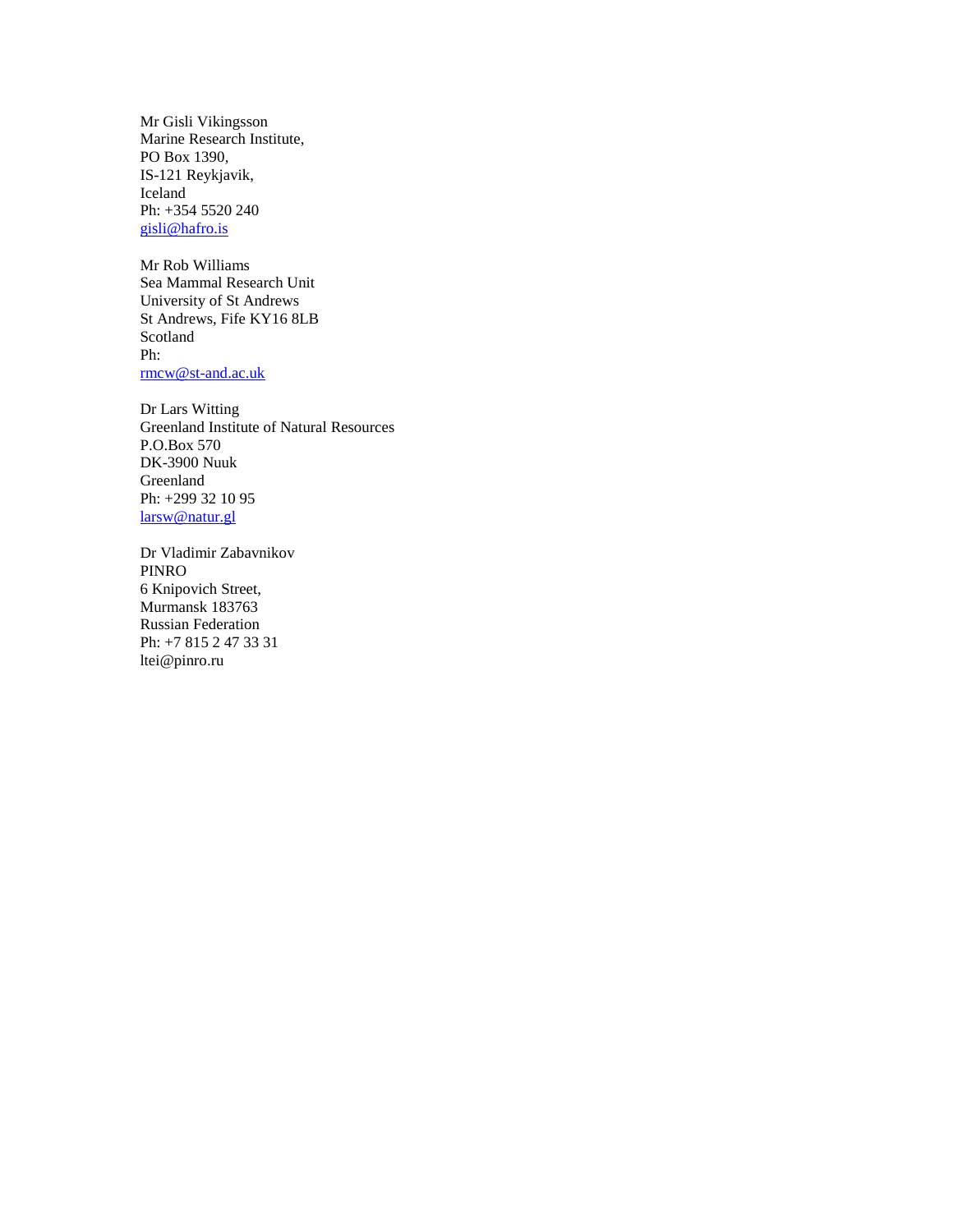Mr Gisli Vikingsson
Marine Research Institute,
PO Box 1390,
IS-121 Reykjavik,
Iceland
Ph: +354 5520 240
gisli@hafro.is

Mr Rob Williams
Sea Mammal Research Unit
University of St Andrews
St Andrews, Fife KY16 8LB
Scotland
Ph:
rmcw@st-and.ac.uk

Dr Lars Witting
Greenland Institute of Natural Resources
P.O.Box 570
DK-3900 Nuuk
Greenland
Ph: +299 32 10 95
larsw@natur.gl

Dr Vladimir Zabavnikov
PINRO
6 Knipovich Street,
Murmansk 183763
Russian Federation
Ph: +7 815 2 47 33 31
ltei@pinro.ru